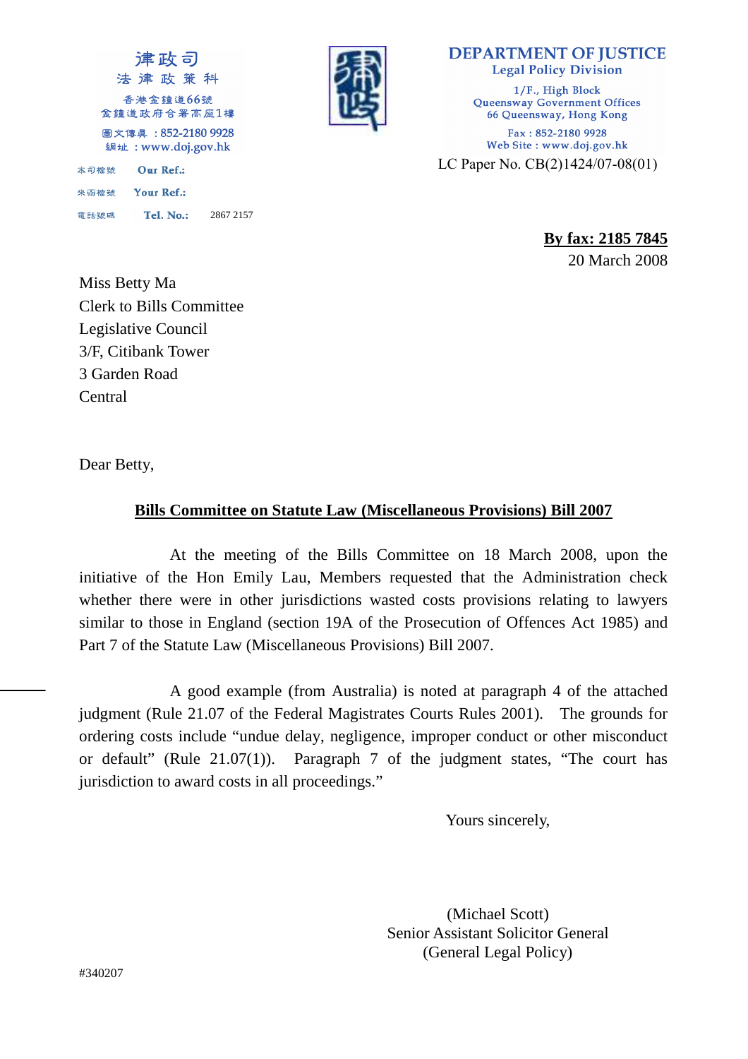律政司
法律政策科
香港金鐘道66號
金鐘道政府合署高座1樓
圖文傳真 ：852-2180 9928
網址 ：www.doj.gov.hk

**DEPARTMENT OF JUSTICE**
**Legal Policy Division**
1/F., High Block
Queensway Government Offices
66 Queensway, Hong Kong
Fax : 852-2180 9928
Web Site : www.doj.gov.hk

LC Paper No. CB(2)1424/07-08(01)

本司檔號 Our Ref.:
來函檔號 Your Ref.:
電話號碼 Tel. No.: 2867 2157

**By fax: 2185 7845**
20 March 2008

Miss Betty Ma
Clerk to Bills Committee
Legislative Council
3/F, Citibank Tower
3 Garden Road
Central

Dear Betty,

**Bills Committee on Statute Law (Miscellaneous Provisions) Bill 2007**

At the meeting of the Bills Committee on 18 March 2008, upon the initiative of the Hon Emily Lau, Members requested that the Administration check whether there were in other jurisdictions wasted costs provisions relating to lawyers similar to those in England (section 19A of the Prosecution of Offences Act 1985) and Part 7 of the Statute Law (Miscellaneous Provisions) Bill 2007.

A good example (from Australia) is noted at paragraph 4 of the attached judgment (Rule 21.07 of the Federal Magistrates Courts Rules 2001). The grounds for ordering costs include "undue delay, negligence, improper conduct or other misconduct or default" (Rule 21.07(1)). Paragraph 7 of the judgment states, "The court has jurisdiction to award costs in all proceedings."

Yours sincerely,

(Michael Scott)
Senior Assistant Solicitor General
(General Legal Policy)

#340207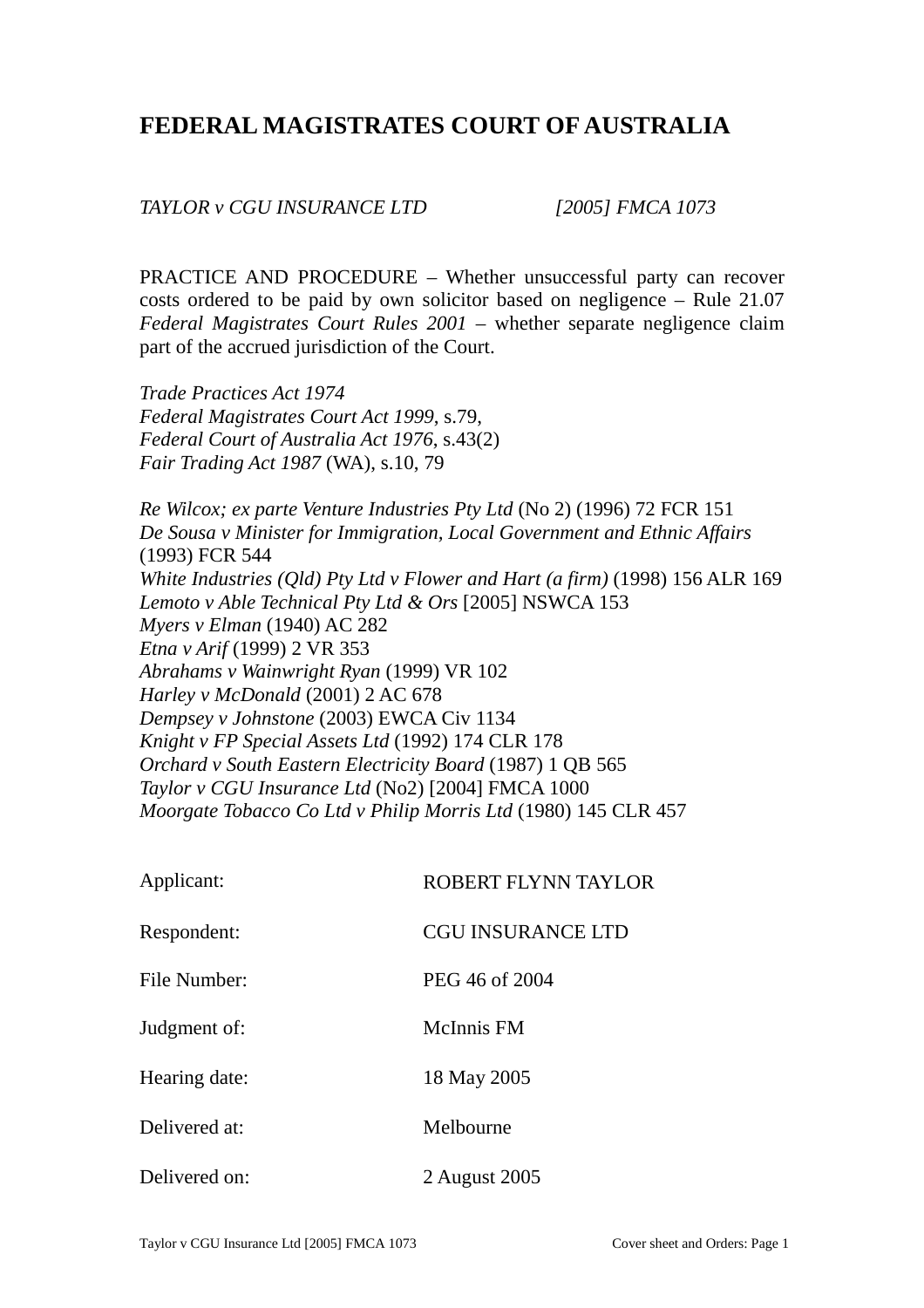# FEDERAL MAGISTRATES COURT OF AUSTRALIA

*TAYLOR v CGU INSURANCE LTD* *[2005] FMCA 1073*

PRACTICE AND PROCEDURE – Whether unsuccessful party can recover costs ordered to be paid by own solicitor based on negligence – Rule 21.07 *Federal Magistrates Court Rules 2001* – whether separate negligence claim part of the accrued jurisdiction of the Court.

*Trade Practices Act 1974*
*Federal Magistrates Court Act 1999*, s.79,
*Federal Court of Australia Act 1976*, s.43(2)
*Fair Trading Act 1987* (WA), s.10, 79

*Re Wilcox; ex parte Venture Industries Pty Ltd* (No 2) (1996) 72 FCR 151
*De Sousa v Minister for Immigration, Local Government and Ethnic Affairs* (1993) FCR 544
*White Industries (Qld) Pty Ltd v Flower and Hart (a firm)* (1998) 156 ALR 169
*Lemoto v Able Technical Pty Ltd & Ors* [2005] NSWCA 153
*Myers v Elman* (1940) AC 282
*Etna v Arif* (1999) 2 VR 353
*Abrahams v Wainwright Ryan* (1999) VR 102
*Harley v McDonald* (2001) 2 AC 678
*Dempsey v Johnstone* (2003) EWCA Civ 1134
*Knight v FP Special Assets Ltd* (1992) 174 CLR 178
*Orchard v South Eastern Electricity Board* (1987) 1 QB 565
*Taylor v CGU Insurance Ltd* (No2) [2004] FMCA 1000
*Moorgate Tobacco Co Ltd v Philip Morris Ltd* (1980) 145 CLR 457

| | |
|---|---|
| Applicant: | ROBERT FLYNN TAYLOR |
| Respondent: | CGU INSURANCE LTD |
| File Number: | PEG 46 of 2004 |
| Judgment of: | McInnis FM |
| Hearing date: | 18 May 2005 |
| Delivered at: | Melbourne |
| Delivered on: | 2 August 2005 |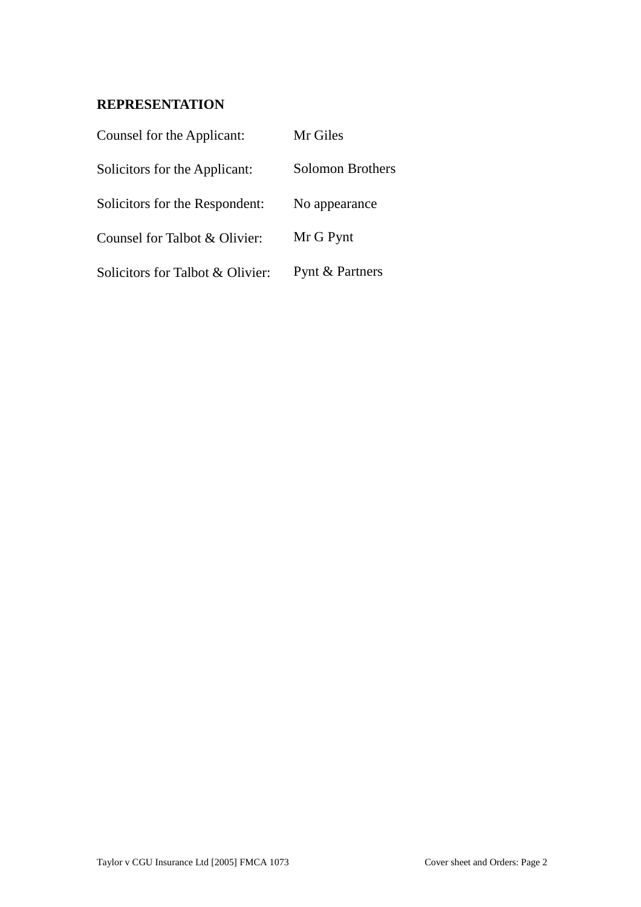**REPRESENTATION**

| | |
|---|---|
| Counsel for the Applicant: | Mr Giles |
| Solicitors for the Applicant: | Solomon Brothers |
| Solicitors for the Respondent: | No appearance |
| Counsel for Talbot & Olivier: | Mr G Pynt |
| Solicitors for Talbot & Olivier: | Pynt & Partners |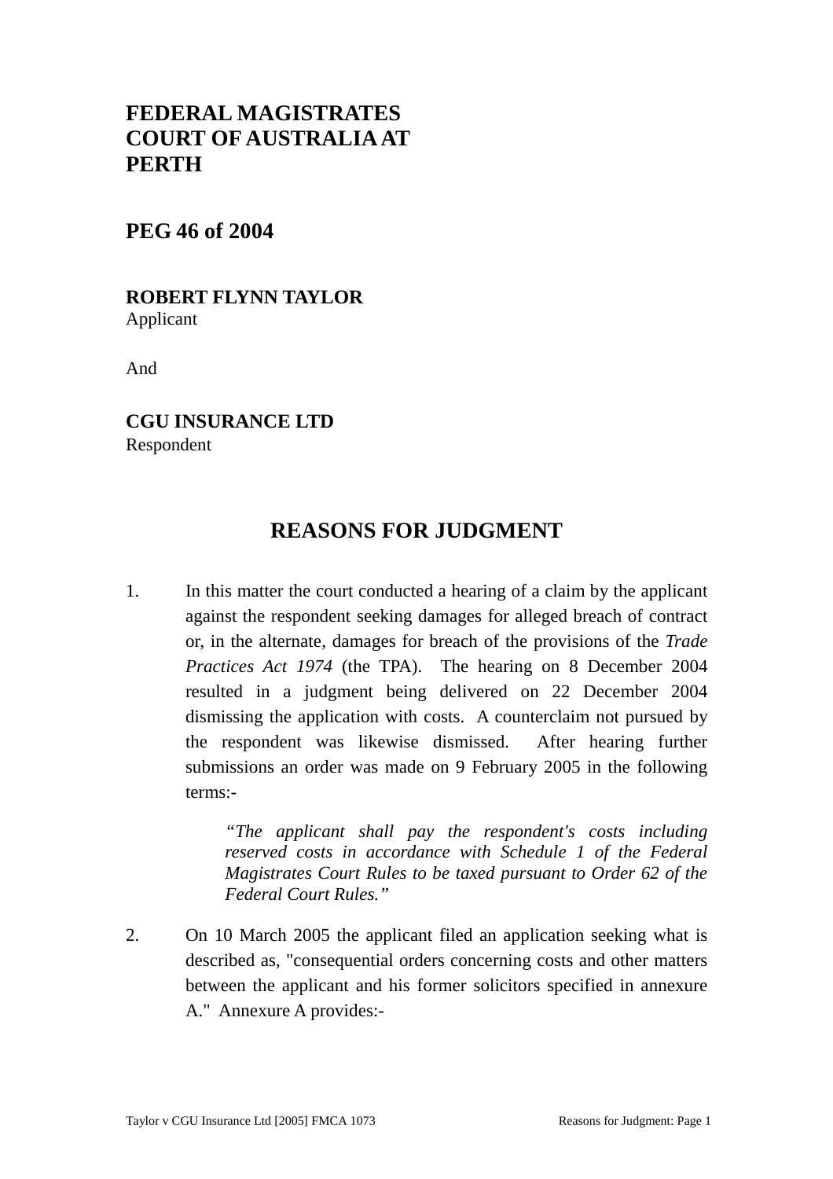# FEDERAL MAGISTRATES COURT OF AUSTRALIA AT PERTH

## PEG 46 of 2004

**ROBERT FLYNN TAYLOR**
Applicant

And

**CGU INSURANCE LTD**
Respondent

## REASONS FOR JUDGMENT

1. In this matter the court conducted a hearing of a claim by the applicant against the respondent seeking damages for alleged breach of contract or, in the alternate, damages for breach of the provisions of the *Trade Practices Act 1974* (the TPA). The hearing on 8 December 2004 resulted in a judgment being delivered on 22 December 2004 dismissing the application with costs. A counterclaim not pursued by the respondent was likewise dismissed. After hearing further submissions an order was made on 9 February 2005 in the following terms:-

   > *"The applicant shall pay the respondent's costs including reserved costs in accordance with Schedule 1 of the Federal Magistrates Court Rules to be taxed pursuant to Order 62 of the Federal Court Rules."*

2. On 10 March 2005 the applicant filed an application seeking what is described as, "consequential orders concerning costs and other matters between the applicant and his former solicitors specified in annexure A." Annexure A provides:-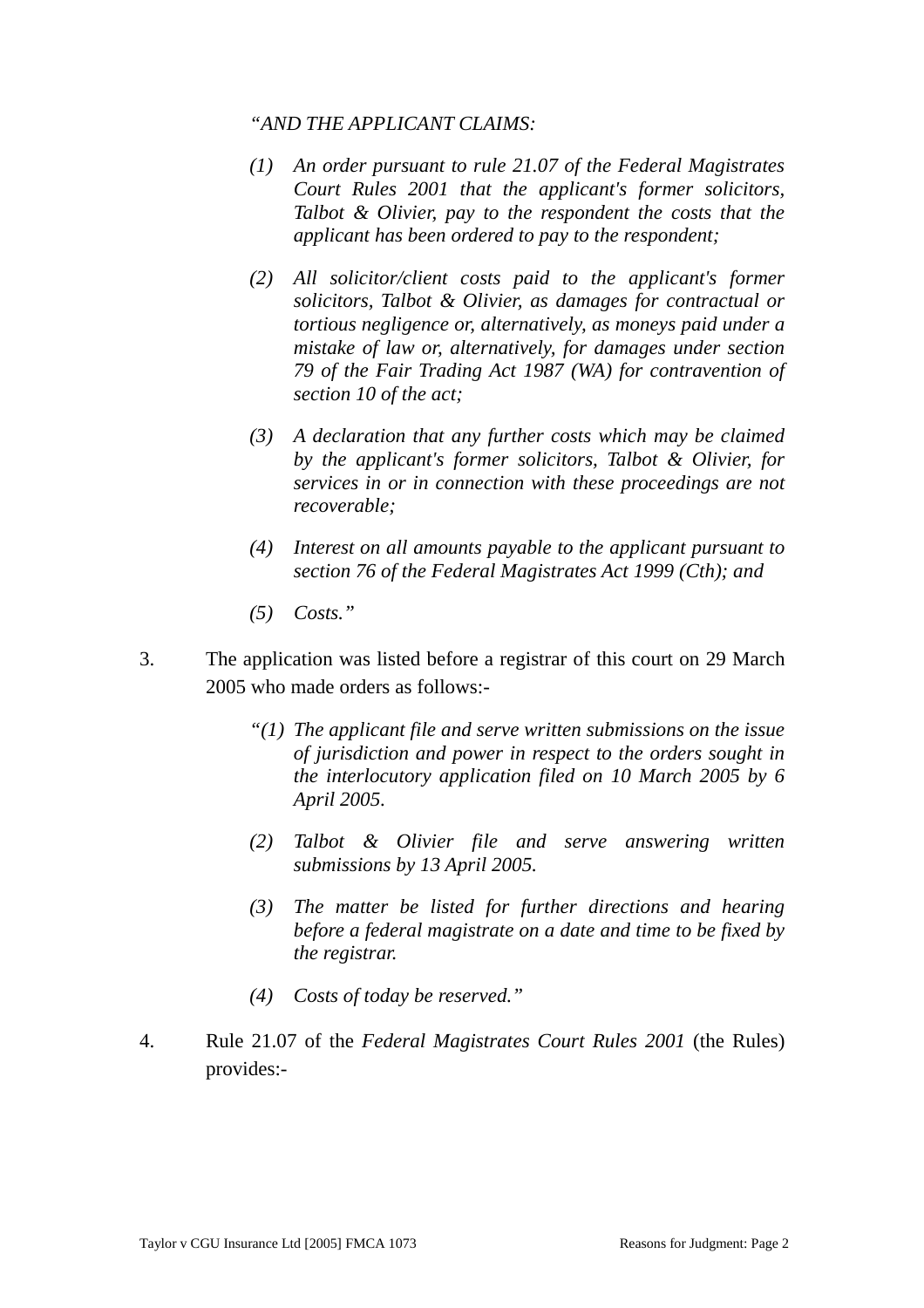*"AND THE APPLICANT CLAIMS:*

> *(1) An order pursuant to rule 21.07 of the Federal Magistrates Court Rules 2001 that the applicant's former solicitors, Talbot & Olivier, pay to the respondent the costs that the applicant has been ordered to pay to the respondent;*
>
> *(2) All solicitor/client costs paid to the applicant's former solicitors, Talbot & Olivier, as damages for contractual or tortious negligence or, alternatively, as moneys paid under a mistake of law or, alternatively, for damages under section 79 of the Fair Trading Act 1987 (WA) for contravention of section 10 of the act;*
>
> *(3) A declaration that any further costs which may be claimed by the applicant's former solicitors, Talbot & Olivier, for services in or in connection with these proceedings are not recoverable;*
>
> *(4) Interest on all amounts payable to the applicant pursuant to section 76 of the Federal Magistrates Act 1999 (Cth); and*
>
> *(5) Costs."*

3. The application was listed before a registrar of this court on 29 March 2005 who made orders as follows:-

> *"(1) The applicant file and serve written submissions on the issue of jurisdiction and power in respect to the orders sought in the interlocutory application filed on 10 March 2005 by 6 April 2005.*
>
> *(2) Talbot & Olivier file and serve answering written submissions by 13 April 2005.*
>
> *(3) The matter be listed for further directions and hearing before a federal magistrate on a date and time to be fixed by the registrar.*
>
> *(4) Costs of today be reserved."*

4. Rule 21.07 of the *Federal Magistrates Court Rules 2001* (the Rules) provides:-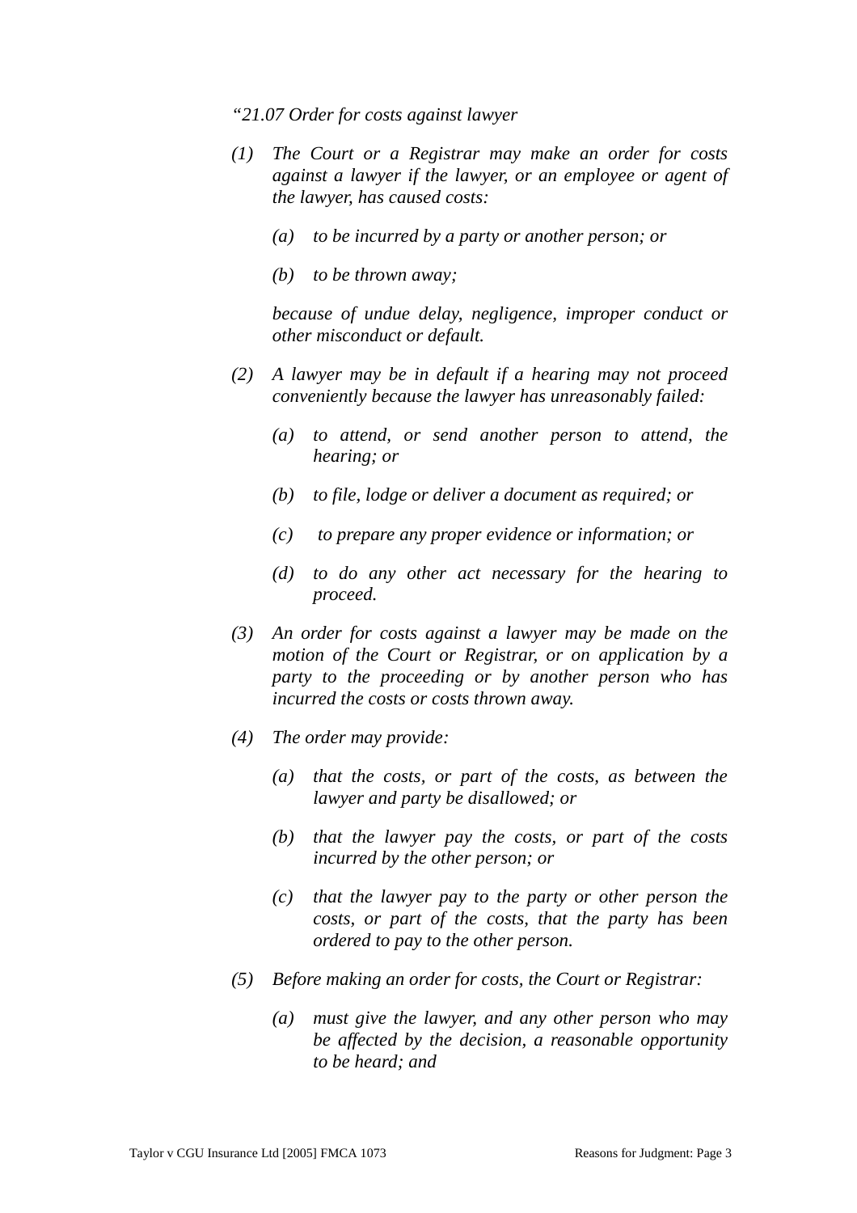*"21.07 Order for costs against lawyer*

*(1) The Court or a Registrar may make an order for costs against a lawyer if the lawyer, or an employee or agent of the lawyer, has caused costs:*

> *(a) to be incurred by a party or another person; or*
>
> *(b) to be thrown away;*

*because of undue delay, negligence, improper conduct or other misconduct or default.*

*(2) A lawyer may be in default if a hearing may not proceed conveniently because the lawyer has unreasonably failed:*

> *(a) to attend, or send another person to attend, the hearing; or*
>
> *(b) to file, lodge or deliver a document as required; or*
>
> *(c) to prepare any proper evidence or information; or*
>
> *(d) to do any other act necessary for the hearing to proceed.*

*(3) An order for costs against a lawyer may be made on the motion of the Court or Registrar, or on application by a party to the proceeding or by another person who has incurred the costs or costs thrown away.*

*(4) The order may provide:*

> *(a) that the costs, or part of the costs, as between the lawyer and party be disallowed; or*
>
> *(b) that the lawyer pay the costs, or part of the costs incurred by the other person; or*
>
> *(c) that the lawyer pay to the party or other person the costs, or part of the costs, that the party has been ordered to pay to the other person.*

*(5) Before making an order for costs, the Court or Registrar:*

> *(a) must give the lawyer, and any other person who may be affected by the decision, a reasonable opportunity to be heard; and*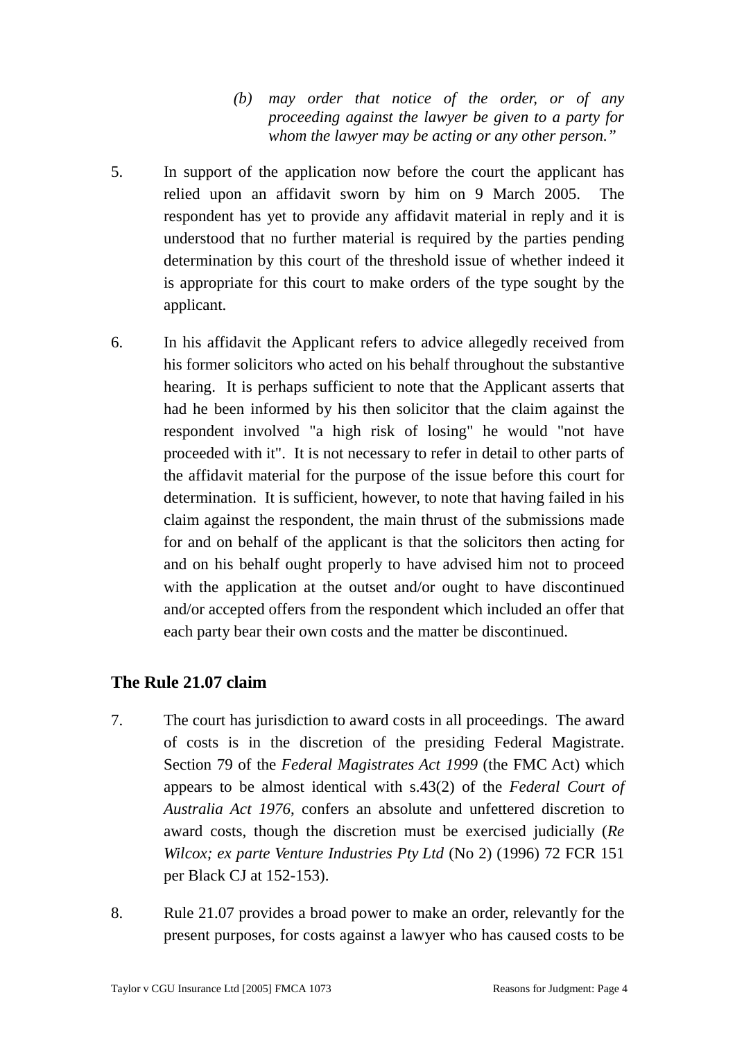> *(b) may order that notice of the order, or of any proceeding against the lawyer be given to a party for whom the lawyer may be acting or any other person."*

5. In support of the application now before the court the applicant has relied upon an affidavit sworn by him on 9 March 2005. The respondent has yet to provide any affidavit material in reply and it is understood that no further material is required by the parties pending determination by this court of the threshold issue of whether indeed it is appropriate for this court to make orders of the type sought by the applicant.

6. In his affidavit the Applicant refers to advice allegedly received from his former solicitors who acted on his behalf throughout the substantive hearing. It is perhaps sufficient to note that the Applicant asserts that had he been informed by his then solicitor that the claim against the respondent involved "a high risk of losing" he would "not have proceeded with it". It is not necessary to refer in detail to other parts of the affidavit material for the purpose of the issue before this court for determination. It is sufficient, however, to note that having failed in his claim against the respondent, the main thrust of the submissions made for and on behalf of the applicant is that the solicitors then acting for and on his behalf ought properly to have advised him not to proceed with the application at the outset and/or ought to have discontinued and/or accepted offers from the respondent which included an offer that each party bear their own costs and the matter be discontinued.

## The Rule 21.07 claim

7. The court has jurisdiction to award costs in all proceedings. The award of costs is in the discretion of the presiding Federal Magistrate. Section 79 of the *Federal Magistrates Act 1999* (the FMC Act) which appears to be almost identical with s.43(2) of the *Federal Court of Australia Act 1976*, confers an absolute and unfettered discretion to award costs, though the discretion must be exercised judicially (*Re Wilcox; ex parte Venture Industries Pty Ltd* (No 2) (1996) 72 FCR 151 per Black CJ at 152-153).

8. Rule 21.07 provides a broad power to make an order, relevantly for the present purposes, for costs against a lawyer who has caused costs to be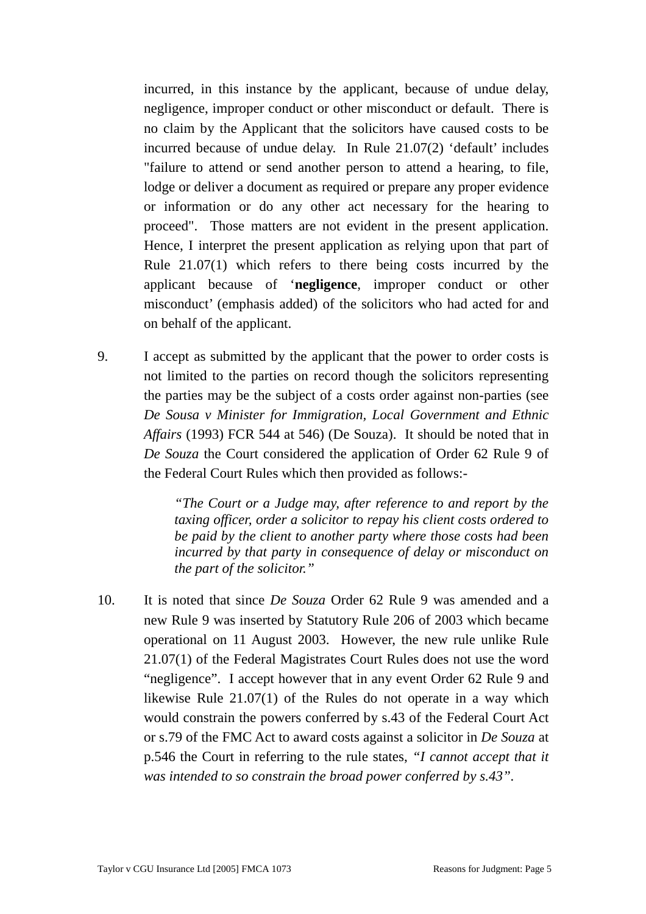incurred, in this instance by the applicant, because of undue delay, negligence, improper conduct or other misconduct or default. There is no claim by the Applicant that the solicitors have caused costs to be incurred because of undue delay. In Rule 21.07(2) 'default' includes "failure to attend or send another person to attend a hearing, to file, lodge or deliver a document as required or prepare any proper evidence or information or do any other act necessary for the hearing to proceed". Those matters are not evident in the present application. Hence, I interpret the present application as relying upon that part of Rule 21.07(1) which refers to there being costs incurred by the applicant because of '**negligence**, improper conduct or other misconduct' (emphasis added) of the solicitors who had acted for and on behalf of the applicant.

9. I accept as submitted by the applicant that the power to order costs is not limited to the parties on record though the solicitors representing the parties may be the subject of a costs order against non-parties (see *De Sousa v Minister for Immigration, Local Government and Ethnic Affairs* (1993) FCR 544 at 546) (De Souza). It should be noted that in *De Souza* the Court considered the application of Order 62 Rule 9 of the Federal Court Rules which then provided as follows:-

> *"The Court or a Judge may, after reference to and report by the taxing officer, order a solicitor to repay his client costs ordered to be paid by the client to another party where those costs had been incurred by that party in consequence of delay or misconduct on the part of the solicitor."*

10. It is noted that since *De Souza* Order 62 Rule 9 was amended and a new Rule 9 was inserted by Statutory Rule 206 of 2003 which became operational on 11 August 2003. However, the new rule unlike Rule 21.07(1) of the Federal Magistrates Court Rules does not use the word "negligence". I accept however that in any event Order 62 Rule 9 and likewise Rule 21.07(1) of the Rules do not operate in a way which would constrain the powers conferred by s.43 of the Federal Court Act or s.79 of the FMC Act to award costs against a solicitor in *De Souza* at p.546 the Court in referring to the rule states, *"I cannot accept that it was intended to so constrain the broad power conferred by s.43"*.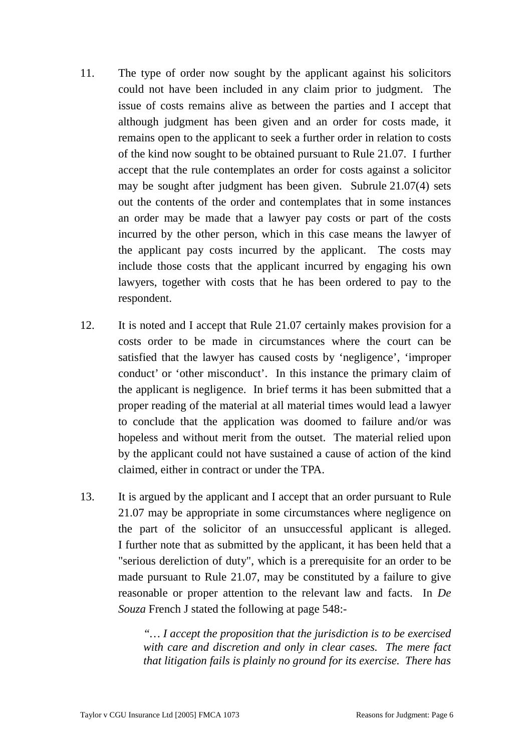11. The type of order now sought by the applicant against his solicitors could not have been included in any claim prior to judgment. The issue of costs remains alive as between the parties and I accept that although judgment has been given and an order for costs made, it remains open to the applicant to seek a further order in relation to costs of the kind now sought to be obtained pursuant to Rule 21.07. I further accept that the rule contemplates an order for costs against a solicitor may be sought after judgment has been given. Subrule 21.07(4) sets out the contents of the order and contemplates that in some instances an order may be made that a lawyer pay costs or part of the costs incurred by the other person, which in this case means the lawyer of the applicant pay costs incurred by the applicant. The costs may include those costs that the applicant incurred by engaging his own lawyers, together with costs that he has been ordered to pay to the respondent.

12. It is noted and I accept that Rule 21.07 certainly makes provision for a costs order to be made in circumstances where the court can be satisfied that the lawyer has caused costs by 'negligence', 'improper conduct' or 'other misconduct'. In this instance the primary claim of the applicant is negligence. In brief terms it has been submitted that a proper reading of the material at all material times would lead a lawyer to conclude that the application was doomed to failure and/or was hopeless and without merit from the outset. The material relied upon by the applicant could not have sustained a cause of action of the kind claimed, either in contract or under the TPA.

13. It is argued by the applicant and I accept that an order pursuant to Rule 21.07 may be appropriate in some circumstances where negligence on the part of the solicitor of an unsuccessful applicant is alleged. I further note that as submitted by the applicant, it has been held that a "serious dereliction of duty", which is a prerequisite for an order to be made pursuant to Rule 21.07, may be constituted by a failure to give reasonable or proper attention to the relevant law and facts. In *De Souza* French J stated the following at page 548:-

> *"… I accept the proposition that the jurisdiction is to be exercised with care and discretion and only in clear cases. The mere fact that litigation fails is plainly no ground for its exercise. There has*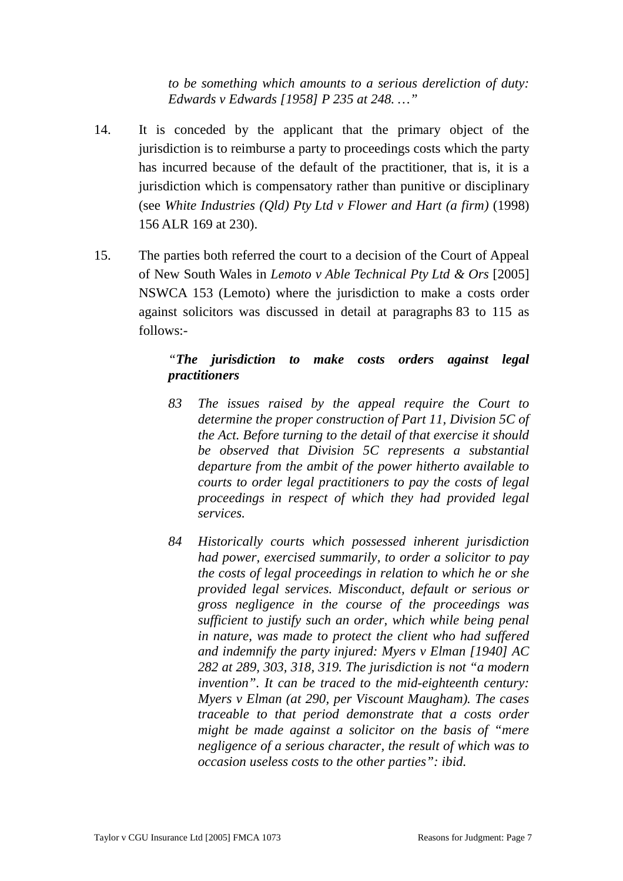*to be something which amounts to a serious dereliction of duty: Edwards v Edwards [1958] P 235 at 248. …"*

14. It is conceded by the applicant that the primary object of the jurisdiction is to reimburse a party to proceedings costs which the party has incurred because of the default of the practitioner, that is, it is a jurisdiction which is compensatory rather than punitive or disciplinary (see *White Industries (Qld) Pty Ltd v Flower and Hart (a firm)* (1998) 156 ALR 169 at 230).

15. The parties both referred the court to a decision of the Court of Appeal of New South Wales in *Lemoto v Able Technical Pty Ltd & Ors* [2005] NSWCA 153 (Lemoto) where the jurisdiction to make a costs order against solicitors was discussed in detail at paragraphs 83 to 115 as follows:-

> *"**The jurisdiction to make costs orders against legal practitioners***
>
> *83 The issues raised by the appeal require the Court to determine the proper construction of Part 11, Division 5C of the Act. Before turning to the detail of that exercise it should be observed that Division 5C represents a substantial departure from the ambit of the power hitherto available to courts to order legal practitioners to pay the costs of legal proceedings in respect of which they had provided legal services.*
>
> *84 Historically courts which possessed inherent jurisdiction had power, exercised summarily, to order a solicitor to pay the costs of legal proceedings in relation to which he or she provided legal services. Misconduct, default or serious or gross negligence in the course of the proceedings was sufficient to justify such an order, which while being penal in nature, was made to protect the client who had suffered and indemnify the party injured: Myers v Elman [1940] AC 282 at 289, 303, 318, 319. The jurisdiction is not "a modern invention". It can be traced to the mid-eighteenth century: Myers v Elman (at 290, per Viscount Maugham). The cases traceable to that period demonstrate that a costs order might be made against a solicitor on the basis of "mere negligence of a serious character, the result of which was to occasion useless costs to the other parties": ibid.*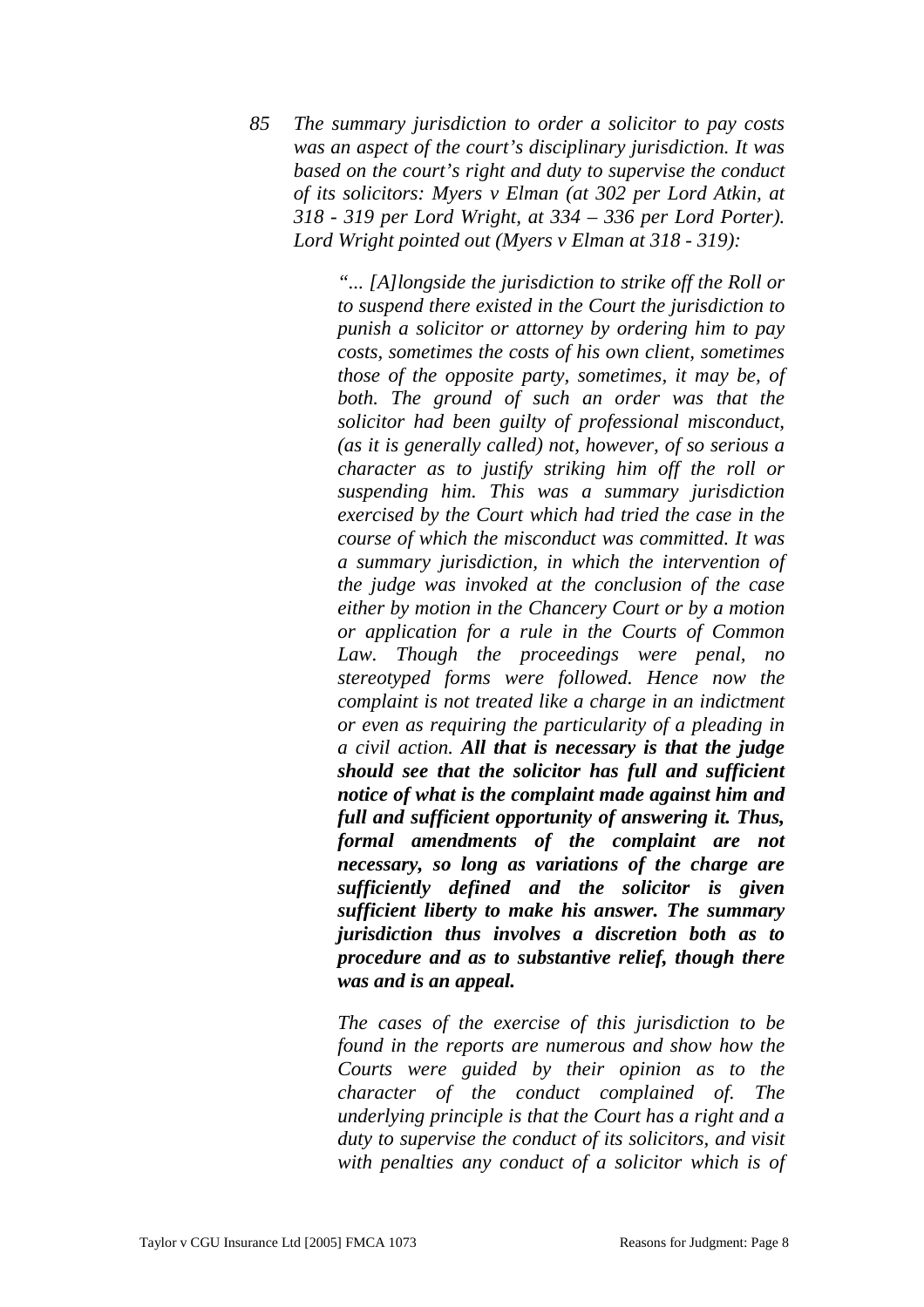*85 The summary jurisdiction to order a solicitor to pay costs was an aspect of the court's disciplinary jurisdiction. It was based on the court's right and duty to supervise the conduct of its solicitors: Myers v Elman (at 302 per Lord Atkin, at 318 - 319 per Lord Wright, at 334 – 336 per Lord Porter). Lord Wright pointed out (Myers v Elman at 318 - 319):*

> *"... [A]longside the jurisdiction to strike off the Roll or to suspend there existed in the Court the jurisdiction to punish a solicitor or attorney by ordering him to pay costs, sometimes the costs of his own client, sometimes those of the opposite party, sometimes, it may be, of both. The ground of such an order was that the solicitor had been guilty of professional misconduct, (as it is generally called) not, however, of so serious a character as to justify striking him off the roll or suspending him. This was a summary jurisdiction exercised by the Court which had tried the case in the course of which the misconduct was committed. It was a summary jurisdiction, in which the intervention of the judge was invoked at the conclusion of the case either by motion in the Chancery Court or by a motion or application for a rule in the Courts of Common Law. Though the proceedings were penal, no stereotyped forms were followed. Hence now the complaint is not treated like a charge in an indictment or even as requiring the particularity of a pleading in a civil action.* ***All that is necessary is that the judge should see that the solicitor has full and sufficient notice of what is the complaint made against him and full and sufficient opportunity of answering it. Thus, formal amendments of the complaint are not necessary, so long as variations of the charge are sufficiently defined and the solicitor is given sufficient liberty to make his answer. The summary jurisdiction thus involves a discretion both as to procedure and as to substantive relief, though there was and is an appeal.***
>
> *The cases of the exercise of this jurisdiction to be found in the reports are numerous and show how the Courts were guided by their opinion as to the character of the conduct complained of. The underlying principle is that the Court has a right and a duty to supervise the conduct of its solicitors, and visit with penalties any conduct of a solicitor which is of*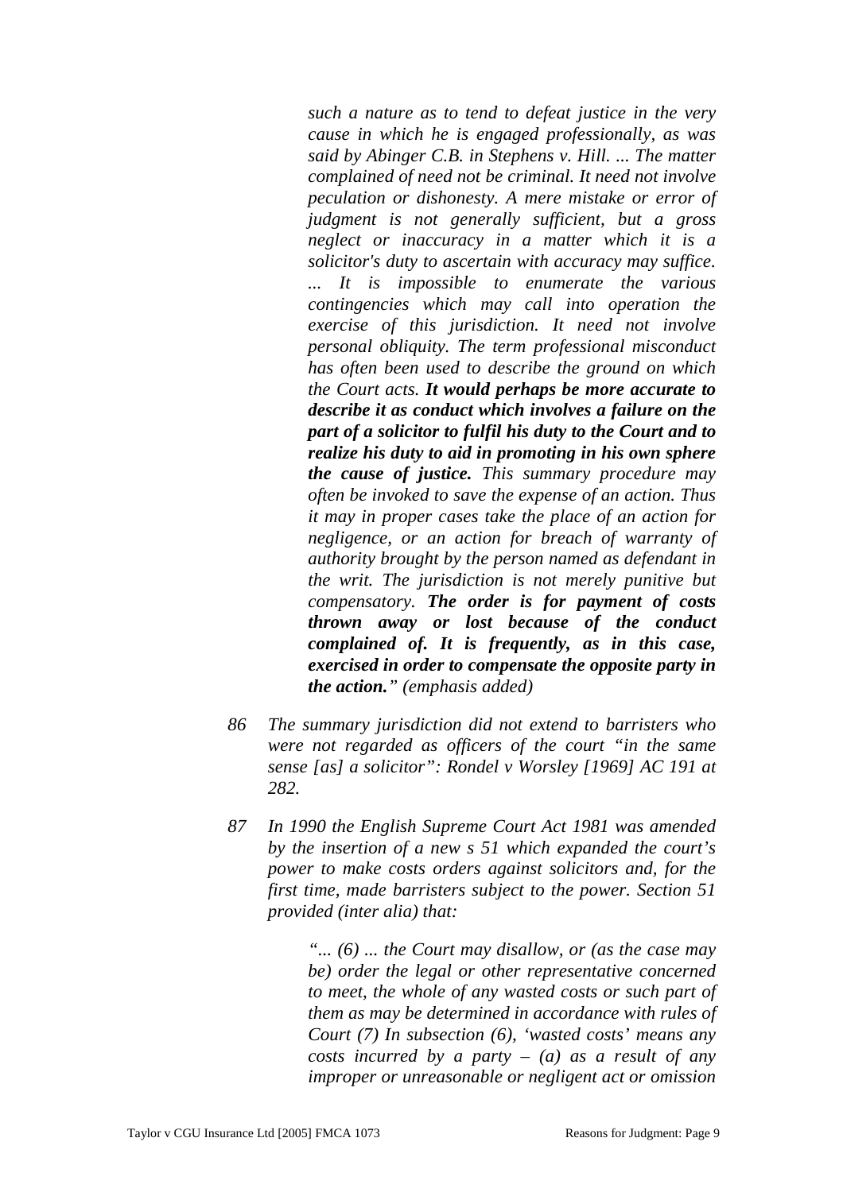> *such a nature as to tend to defeat justice in the very cause in which he is engaged professionally, as was said by Abinger C.B. in Stephens v. Hill. ... The matter complained of need not be criminal. It need not involve peculation or dishonesty. A mere mistake or error of judgment is not generally sufficient, but a gross neglect or inaccuracy in a matter which it is a solicitor's duty to ascertain with accuracy may suffice. ... It is impossible to enumerate the various contingencies which may call into operation the exercise of this jurisdiction. It need not involve personal obliquity. The term professional misconduct has often been used to describe the ground on which the Court acts.* ***It would perhaps be more accurate to describe it as conduct which involves a failure on the part of a solicitor to fulfil his duty to the Court and to realize his duty to aid in promoting in his own sphere the cause of justice.*** *This summary procedure may often be invoked to save the expense of an action. Thus it may in proper cases take the place of an action for negligence, or an action for breach of warranty of authority brought by the person named as defendant in the writ. The jurisdiction is not merely punitive but compensatory.* ***The order is for payment of costs thrown away or lost because of the conduct complained of. It is frequently, as in this case, exercised in order to compensate the opposite party in the action.****" (emphasis added)*

*86 The summary jurisdiction did not extend to barristers who were not regarded as officers of the court "in the same sense [as] a solicitor": Rondel v Worsley [1969] AC 191 at 282.*

*87 In 1990 the English Supreme Court Act 1981 was amended by the insertion of a new s 51 which expanded the court's power to make costs orders against solicitors and, for the first time, made barristers subject to the power. Section 51 provided (inter alia) that:*

> *"... (6) ... the Court may disallow, or (as the case may be) order the legal or other representative concerned to meet, the whole of any wasted costs or such part of them as may be determined in accordance with rules of Court (7) In subsection (6), 'wasted costs' means any costs incurred by a party – (a) as a result of any improper or unreasonable or negligent act or omission*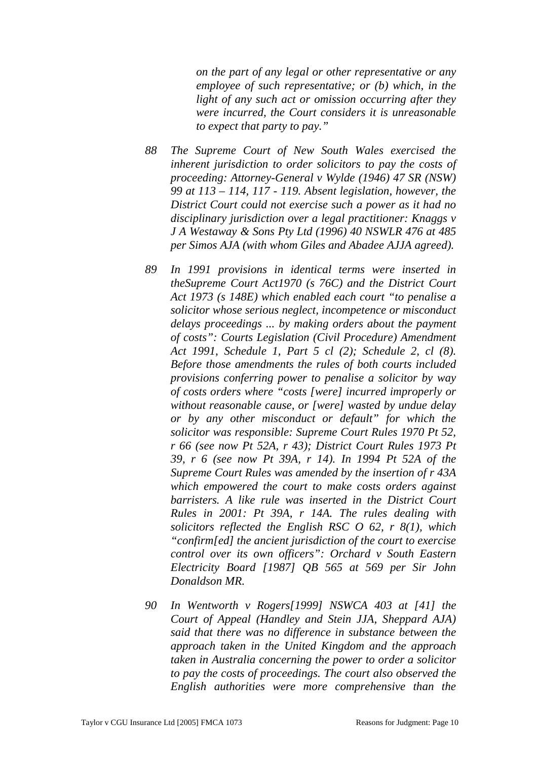*on the part of any legal or other representative or any employee of such representative; or (b) which, in the light of any such act or omission occurring after they were incurred, the Court considers it is unreasonable to expect that party to pay."*

*88 The Supreme Court of New South Wales exercised the inherent jurisdiction to order solicitors to pay the costs of proceeding: Attorney-General v Wylde (1946) 47 SR (NSW) 99 at 113 – 114, 117 - 119. Absent legislation, however, the District Court could not exercise such a power as it had no disciplinary jurisdiction over a legal practitioner: Knaggs v J A Westaway & Sons Pty Ltd (1996) 40 NSWLR 476 at 485 per Simos AJA (with whom Giles and Abadee AJJA agreed).*

*89 In 1991 provisions in identical terms were inserted in theSupreme Court Act1970 (s 76C) and the District Court Act 1973 (s 148E) which enabled each court "to penalise a solicitor whose serious neglect, incompetence or misconduct delays proceedings ... by making orders about the payment of costs": Courts Legislation (Civil Procedure) Amendment Act 1991, Schedule 1, Part 5 cl (2); Schedule 2, cl (8). Before those amendments the rules of both courts included provisions conferring power to penalise a solicitor by way of costs orders where "costs [were] incurred improperly or without reasonable cause, or [were] wasted by undue delay or by any other misconduct or default" for which the solicitor was responsible: Supreme Court Rules 1970 Pt 52, r 66 (see now Pt 52A, r 43); District Court Rules 1973 Pt 39, r 6 (see now Pt 39A, r 14). In 1994 Pt 52A of the Supreme Court Rules was amended by the insertion of r 43A which empowered the court to make costs orders against barristers. A like rule was inserted in the District Court Rules in 2001: Pt 39A, r 14A. The rules dealing with solicitors reflected the English RSC O 62, r 8(1), which "confirm[ed] the ancient jurisdiction of the court to exercise control over its own officers": Orchard v South Eastern Electricity Board [1987] QB 565 at 569 per Sir John Donaldson MR.*

*90 In Wentworth v Rogers[1999] NSWCA 403 at [41] the Court of Appeal (Handley and Stein JJA, Sheppard AJA) said that there was no difference in substance between the approach taken in the United Kingdom and the approach taken in Australia concerning the power to order a solicitor to pay the costs of proceedings. The court also observed the English authorities were more comprehensive than the*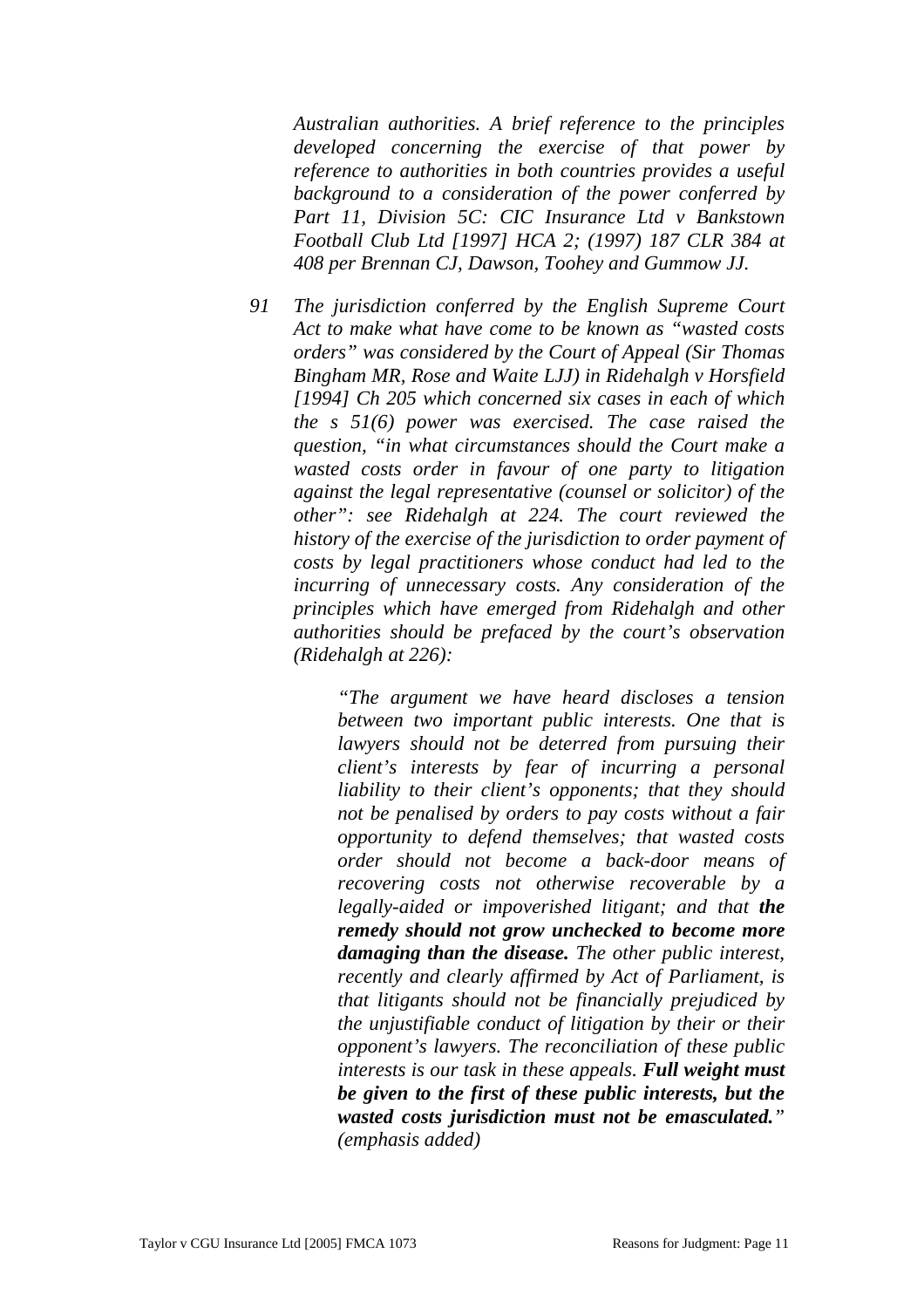*Australian authorities. A brief reference to the principles developed concerning the exercise of that power by reference to authorities in both countries provides a useful background to a consideration of the power conferred by Part 11, Division 5C: CIC Insurance Ltd v Bankstown Football Club Ltd [1997] HCA 2; (1997) 187 CLR 384 at 408 per Brennan CJ, Dawson, Toohey and Gummow JJ.*

*91 The jurisdiction conferred by the English Supreme Court Act to make what have come to be known as "wasted costs orders" was considered by the Court of Appeal (Sir Thomas Bingham MR, Rose and Waite LJJ) in Ridehalgh v Horsfield [1994] Ch 205 which concerned six cases in each of which the s 51(6) power was exercised. The case raised the question, "in what circumstances should the Court make a wasted costs order in favour of one party to litigation against the legal representative (counsel or solicitor) of the other": see Ridehalgh at 224. The court reviewed the history of the exercise of the jurisdiction to order payment of costs by legal practitioners whose conduct had led to the incurring of unnecessary costs. Any consideration of the principles which have emerged from Ridehalgh and other authorities should be prefaced by the court's observation (Ridehalgh at 226):*

> *"The argument we have heard discloses a tension between two important public interests. One that is lawyers should not be deterred from pursuing their client's interests by fear of incurring a personal liability to their client's opponents; that they should not be penalised by orders to pay costs without a fair opportunity to defend themselves; that wasted costs order should not become a back-door means of recovering costs not otherwise recoverable by a legally-aided or impoverished litigant; and that **the remedy should not grow unchecked to become more damaging than the disease.** The other public interest, recently and clearly affirmed by Act of Parliament, is that litigants should not be financially prejudiced by the unjustifiable conduct of litigation by their or their opponent's lawyers. The reconciliation of these public interests is our task in these appeals. **Full weight must be given to the first of these public interests, but the wasted costs jurisdiction must not be emasculated.**" (emphasis added)*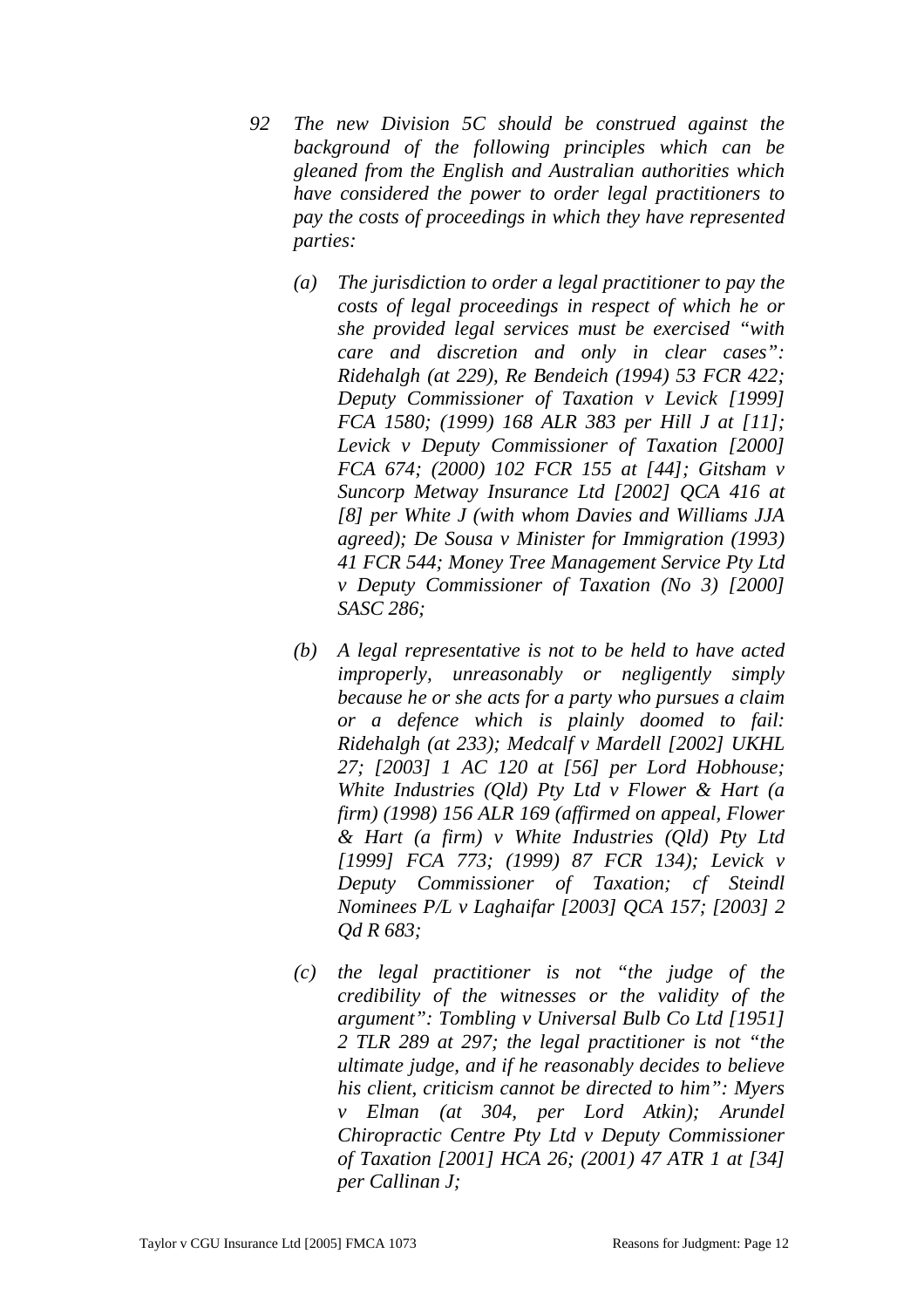*92 The new Division 5C should be construed against the background of the following principles which can be gleaned from the English and Australian authorities which have considered the power to order legal practitioners to pay the costs of proceedings in which they have represented parties:*

*(a) The jurisdiction to order a legal practitioner to pay the costs of legal proceedings in respect of which he or she provided legal services must be exercised "with care and discretion and only in clear cases": Ridehalgh (at 229), Re Bendeich (1994) 53 FCR 422; Deputy Commissioner of Taxation v Levick [1999] FCA 1580; (1999) 168 ALR 383 per Hill J at [11]; Levick v Deputy Commissioner of Taxation [2000] FCA 674; (2000) 102 FCR 155 at [44]; Gitsham v Suncorp Metway Insurance Ltd [2002] QCA 416 at [8] per White J (with whom Davies and Williams JJA agreed); De Sousa v Minister for Immigration (1993) 41 FCR 544; Money Tree Management Service Pty Ltd v Deputy Commissioner of Taxation (No 3) [2000] SASC 286;*

*(b) A legal representative is not to be held to have acted improperly, unreasonably or negligently simply because he or she acts for a party who pursues a claim or a defence which is plainly doomed to fail: Ridehalgh (at 233); Medcalf v Mardell [2002] UKHL 27; [2003] 1 AC 120 at [56] per Lord Hobhouse; White Industries (Qld) Pty Ltd v Flower & Hart (a firm) (1998) 156 ALR 169 (affirmed on appeal, Flower & Hart (a firm) v White Industries (Qld) Pty Ltd [1999] FCA 773; (1999) 87 FCR 134); Levick v Deputy Commissioner of Taxation; cf Steindl Nominees P/L v Laghaifar [2003] QCA 157; [2003] 2 Qd R 683;*

*(c) the legal practitioner is not "the judge of the credibility of the witnesses or the validity of the argument": Tombling v Universal Bulb Co Ltd [1951] 2 TLR 289 at 297; the legal practitioner is not "the ultimate judge, and if he reasonably decides to believe his client, criticism cannot be directed to him": Myers v Elman (at 304, per Lord Atkin); Arundel Chiropractic Centre Pty Ltd v Deputy Commissioner of Taxation [2001] HCA 26; (2001) 47 ATR 1 at [34] per Callinan J;*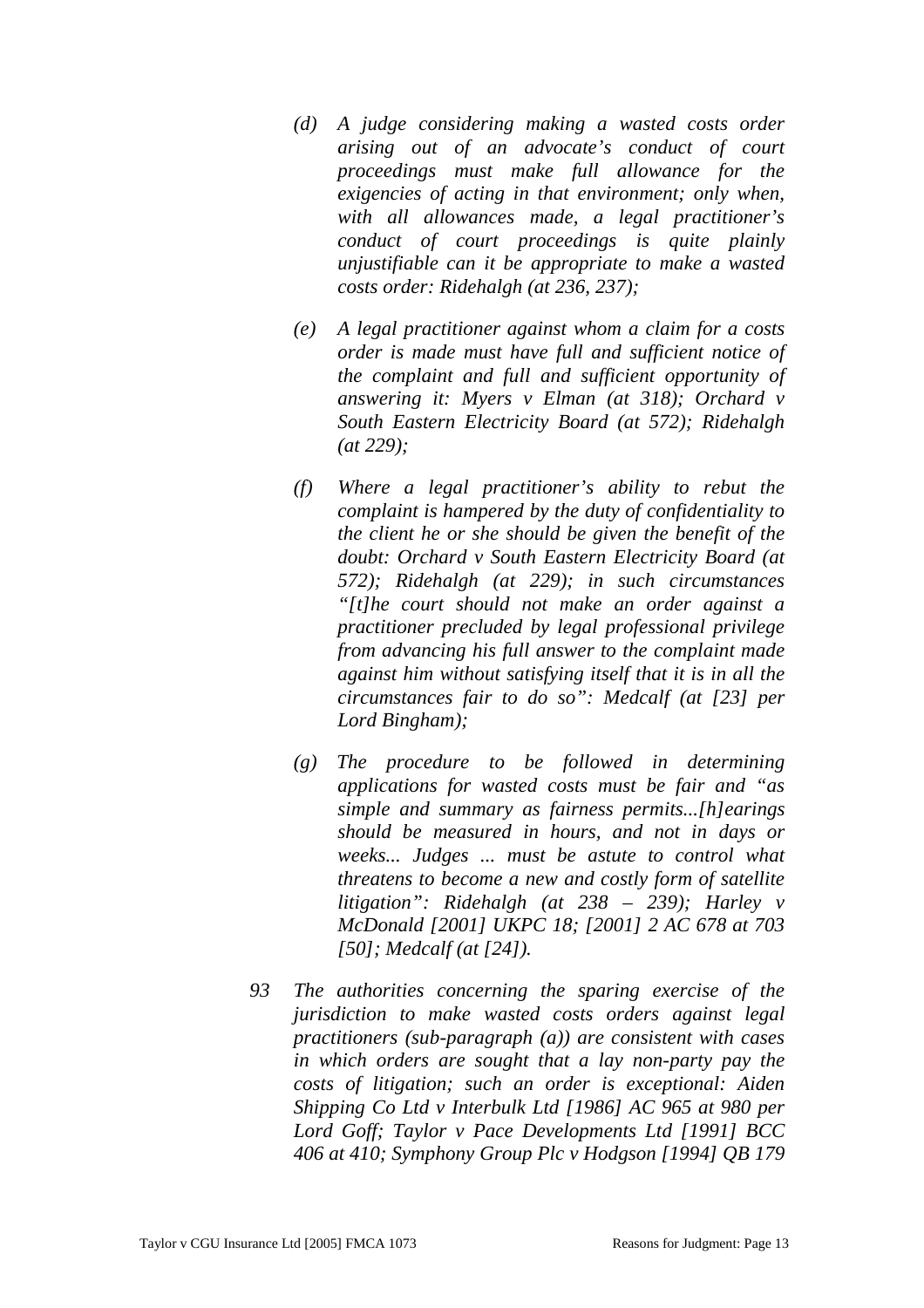*(d) A judge considering making a wasted costs order arising out of an advocate's conduct of court proceedings must make full allowance for the exigencies of acting in that environment; only when, with all allowances made, a legal practitioner's conduct of court proceedings is quite plainly unjustifiable can it be appropriate to make a wasted costs order: Ridehalgh (at 236, 237);*

*(e) A legal practitioner against whom a claim for a costs order is made must have full and sufficient notice of the complaint and full and sufficient opportunity of answering it: Myers v Elman (at 318); Orchard v South Eastern Electricity Board (at 572); Ridehalgh (at 229);*

*(f) Where a legal practitioner's ability to rebut the complaint is hampered by the duty of confidentiality to the client he or she should be given the benefit of the doubt: Orchard v South Eastern Electricity Board (at 572); Ridehalgh (at 229); in such circumstances "[t]he court should not make an order against a practitioner precluded by legal professional privilege from advancing his full answer to the complaint made against him without satisfying itself that it is in all the circumstances fair to do so": Medcalf (at [23] per Lord Bingham);*

*(g) The procedure to be followed in determining applications for wasted costs must be fair and "as simple and summary as fairness permits...[h]earings should be measured in hours, and not in days or weeks... Judges ... must be astute to control what threatens to become a new and costly form of satellite litigation": Ridehalgh (at 238 – 239); Harley v McDonald [2001] UKPC 18; [2001] 2 AC 678 at 703 [50]; Medcalf (at [24]).*

*93 The authorities concerning the sparing exercise of the jurisdiction to make wasted costs orders against legal practitioners (sub-paragraph (a)) are consistent with cases in which orders are sought that a lay non-party pay the costs of litigation; such an order is exceptional: Aiden Shipping Co Ltd v Interbulk Ltd [1986] AC 965 at 980 per Lord Goff; Taylor v Pace Developments Ltd [1991] BCC 406 at 410; Symphony Group Plc v Hodgson [1994] QB 179*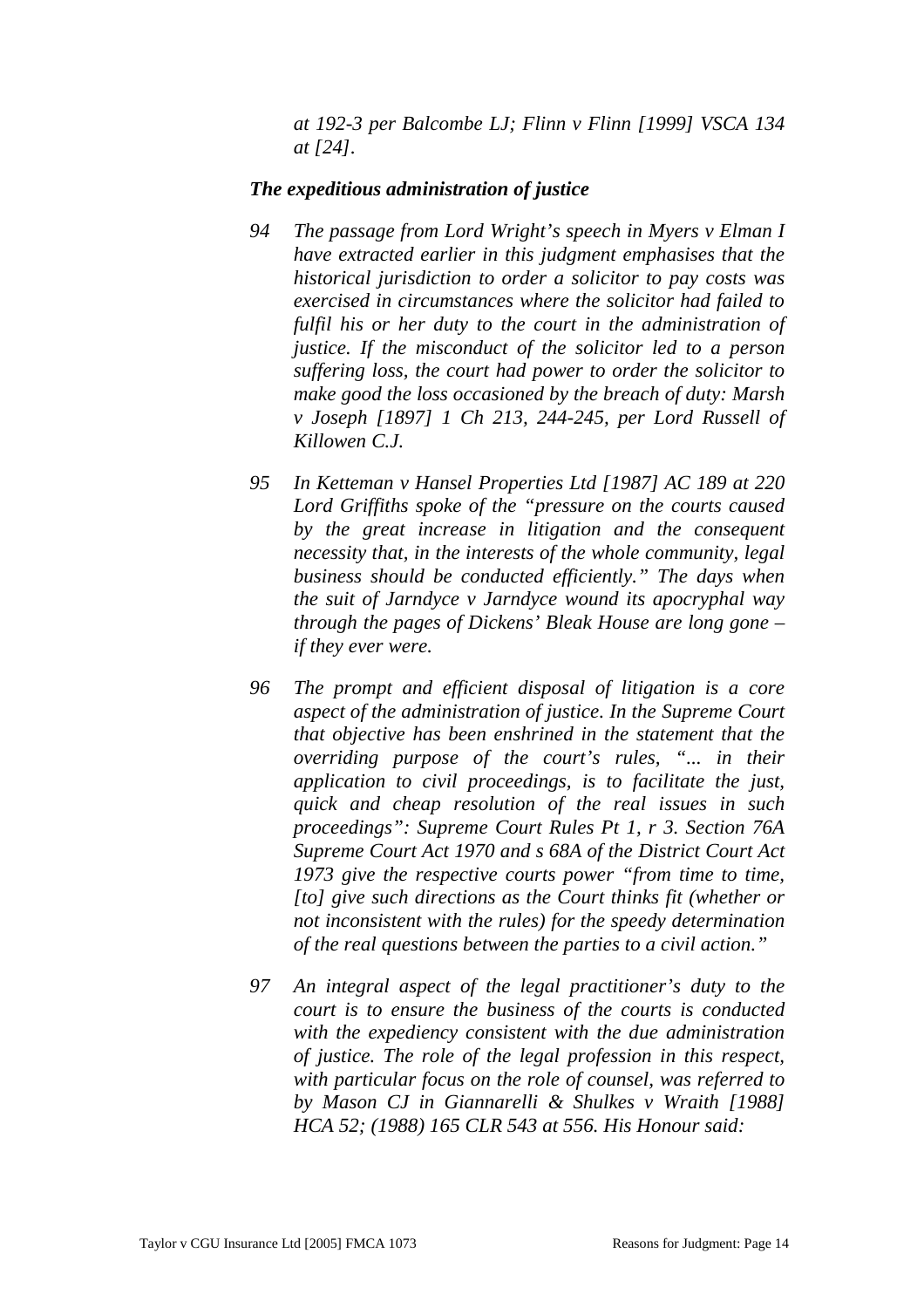*at 192-3 per Balcombe LJ; Flinn v Flinn [1999] VSCA 134 at [24].*

### *The expeditious administration of justice*

*94 The passage from Lord Wright's speech in Myers v Elman I have extracted earlier in this judgment emphasises that the historical jurisdiction to order a solicitor to pay costs was exercised in circumstances where the solicitor had failed to fulfil his or her duty to the court in the administration of justice. If the misconduct of the solicitor led to a person suffering loss, the court had power to order the solicitor to make good the loss occasioned by the breach of duty: Marsh v Joseph [1897] 1 Ch 213, 244-245, per Lord Russell of Killowen C.J.*

*95 In Ketteman v Hansel Properties Ltd [1987] AC 189 at 220 Lord Griffiths spoke of the "pressure on the courts caused by the great increase in litigation and the consequent necessity that, in the interests of the whole community, legal business should be conducted efficiently." The days when the suit of Jarndyce v Jarndyce wound its apocryphal way through the pages of Dickens' Bleak House are long gone – if they ever were.*

*96 The prompt and efficient disposal of litigation is a core aspect of the administration of justice. In the Supreme Court that objective has been enshrined in the statement that the overriding purpose of the court's rules, "... in their application to civil proceedings, is to facilitate the just, quick and cheap resolution of the real issues in such proceedings": Supreme Court Rules Pt 1, r 3. Section 76A Supreme Court Act 1970 and s 68A of the District Court Act 1973 give the respective courts power "from time to time, [to] give such directions as the Court thinks fit (whether or not inconsistent with the rules) for the speedy determination of the real questions between the parties to a civil action."*

*97 An integral aspect of the legal practitioner's duty to the court is to ensure the business of the courts is conducted with the expediency consistent with the due administration of justice. The role of the legal profession in this respect, with particular focus on the role of counsel, was referred to by Mason CJ in Giannarelli & Shulkes v Wraith [1988] HCA 52; (1988) 165 CLR 543 at 556. His Honour said:*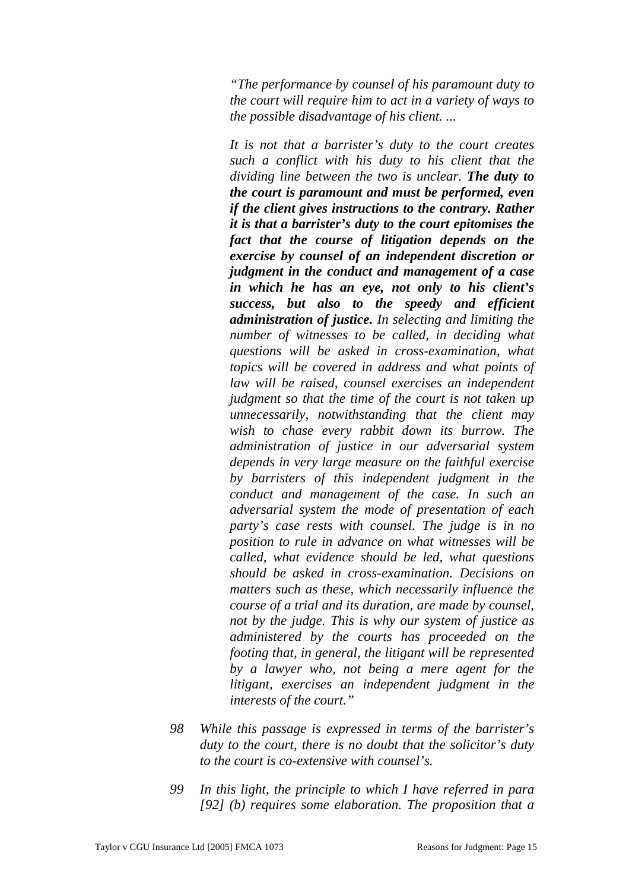> *"The performance by counsel of his paramount duty to the court will require him to act in a variety of ways to the possible disadvantage of his client. ...*
>
> *It is not that a barrister's duty to the court creates such a conflict with his duty to his client that the dividing line between the two is unclear.* ***The duty to the court is paramount and must be performed, even if the client gives instructions to the contrary. Rather it is that a barrister's duty to the court epitomises the fact that the course of litigation depends on the exercise by counsel of an independent discretion or judgment in the conduct and management of a case in which he has an eye, not only to his client's success, but also to the speedy and efficient administration of justice.*** *In selecting and limiting the number of witnesses to be called, in deciding what questions will be asked in cross-examination, what topics will be covered in address and what points of law will be raised, counsel exercises an independent judgment so that the time of the court is not taken up unnecessarily, notwithstanding that the client may wish to chase every rabbit down its burrow. The administration of justice in our adversarial system depends in very large measure on the faithful exercise by barristers of this independent judgment in the conduct and management of the case. In such an adversarial system the mode of presentation of each party's case rests with counsel. The judge is in no position to rule in advance on what witnesses will be called, what evidence should be led, what questions should be asked in cross-examination. Decisions on matters such as these, which necessarily influence the course of a trial and its duration, are made by counsel, not by the judge. This is why our system of justice as administered by the courts has proceeded on the footing that, in general, the litigant will be represented by a lawyer who, not being a mere agent for the litigant, exercises an independent judgment in the interests of the court."*

*98 While this passage is expressed in terms of the barrister's duty to the court, there is no doubt that the solicitor's duty to the court is co-extensive with counsel's.*

*99 In this light, the principle to which I have referred in para [92] (b) requires some elaboration. The proposition that a*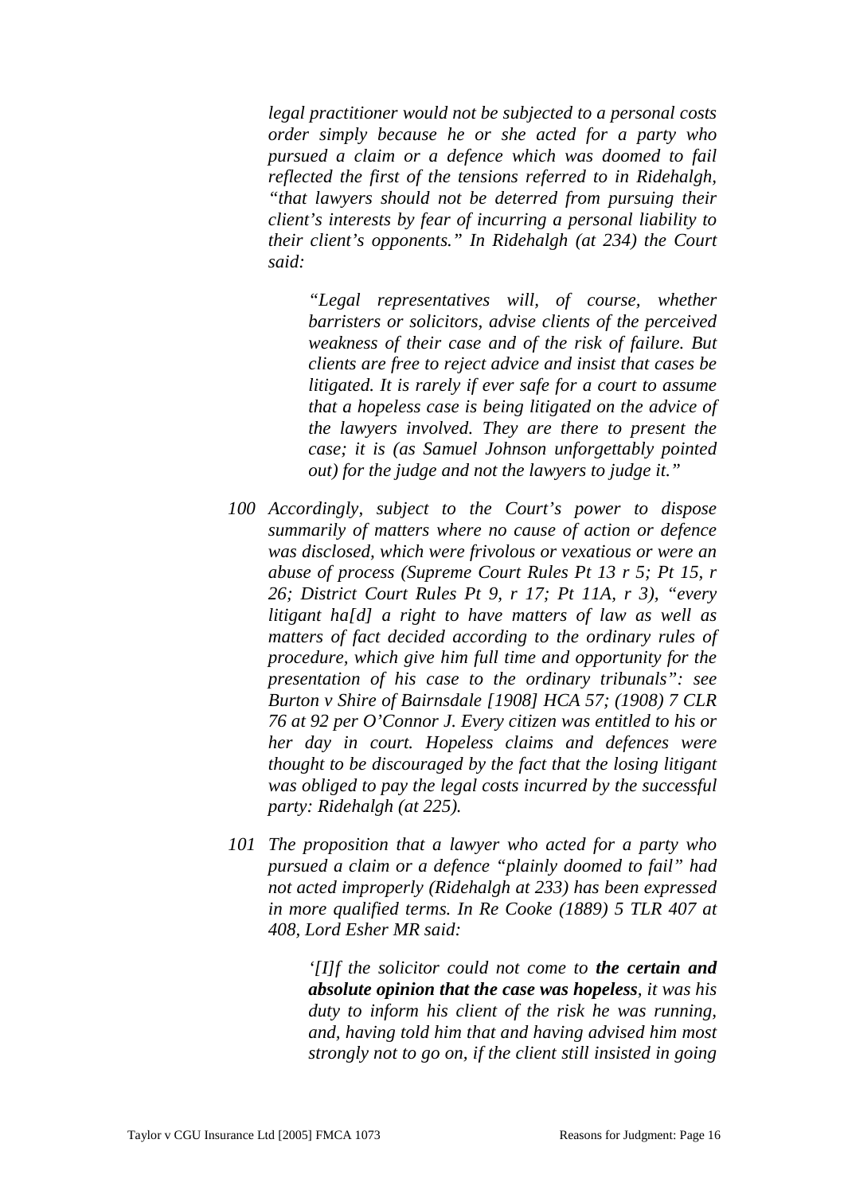*legal practitioner would not be subjected to a personal costs order simply because he or she acted for a party who pursued a claim or a defence which was doomed to fail reflected the first of the tensions referred to in Ridehalgh, "that lawyers should not be deterred from pursuing their client's interests by fear of incurring a personal liability to their client's opponents." In Ridehalgh (at 234) the Court said:*

> *"Legal representatives will, of course, whether barristers or solicitors, advise clients of the perceived weakness of their case and of the risk of failure. But clients are free to reject advice and insist that cases be litigated. It is rarely if ever safe for a court to assume that a hopeless case is being litigated on the advice of the lawyers involved. They are there to present the case; it is (as Samuel Johnson unforgettably pointed out) for the judge and not the lawyers to judge it."*

*100 Accordingly, subject to the Court's power to dispose summarily of matters where no cause of action or defence was disclosed, which were frivolous or vexatious or were an abuse of process (Supreme Court Rules Pt 13 r 5; Pt 15, r 26; District Court Rules Pt 9, r 17; Pt 11A, r 3), "every litigant ha[d] a right to have matters of law as well as matters of fact decided according to the ordinary rules of procedure, which give him full time and opportunity for the presentation of his case to the ordinary tribunals": see Burton v Shire of Bairnsdale [1908] HCA 57; (1908) 7 CLR 76 at 92 per O'Connor J. Every citizen was entitled to his or her day in court. Hopeless claims and defences were thought to be discouraged by the fact that the losing litigant was obliged to pay the legal costs incurred by the successful party: Ridehalgh (at 225).*

*101 The proposition that a lawyer who acted for a party who pursued a claim or a defence "plainly doomed to fail" had not acted improperly (Ridehalgh at 233) has been expressed in more qualified terms. In Re Cooke (1889) 5 TLR 407 at 408, Lord Esher MR said:*

> *'[I]f the solicitor could not come to **the certain and absolute opinion that the case was hopeless**, it was his duty to inform his client of the risk he was running, and, having told him that and having advised him most strongly not to go on, if the client still insisted in going*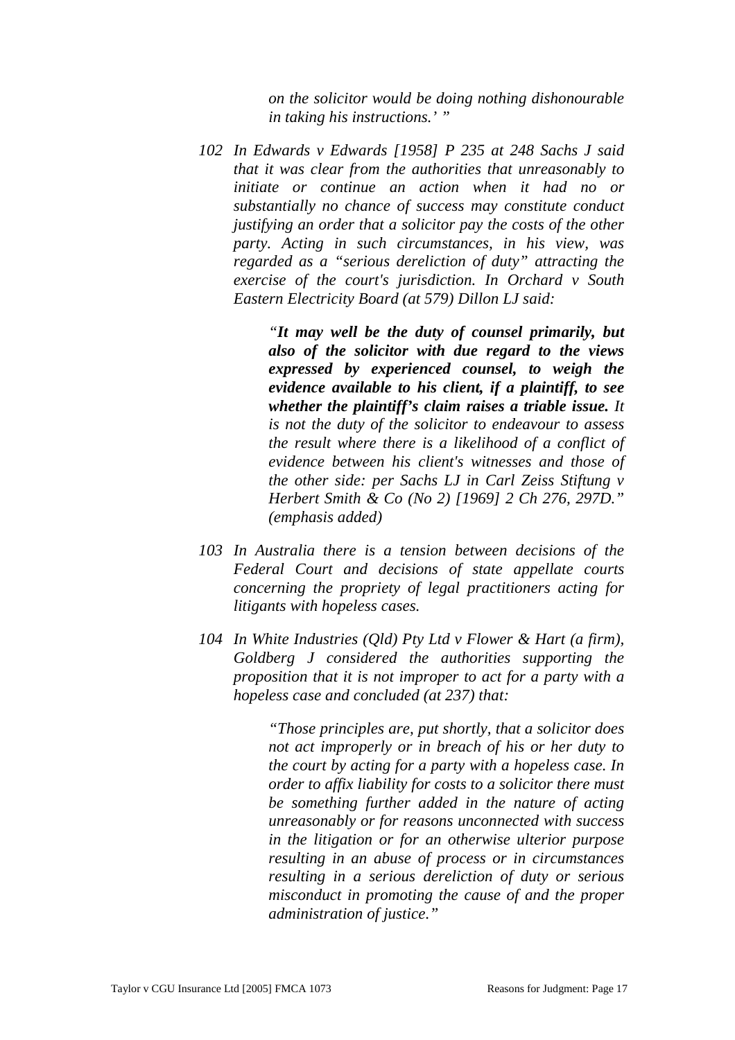*on the solicitor would be doing nothing dishonourable in taking his instructions.' "*

102 *In Edwards v Edwards [1958] P 235 at 248 Sachs J said that it was clear from the authorities that unreasonably to initiate or continue an action when it had no or substantially no chance of success may constitute conduct justifying an order that a solicitor pay the costs of the other party. Acting in such circumstances, in his view, was regarded as a "serious dereliction of duty" attracting the exercise of the court's jurisdiction. In Orchard v South Eastern Electricity Board (at 579) Dillon LJ said:*

> *"**It may well be the duty of counsel primarily, but also of the solicitor with due regard to the views expressed by experienced counsel, to weigh the evidence available to his client, if a plaintiff, to see whether the plaintiff's claim raises a triable issue.** It is not the duty of the solicitor to endeavour to assess the result where there is a likelihood of a conflict of evidence between his client's witnesses and those of the other side: per Sachs LJ in Carl Zeiss Stiftung v Herbert Smith & Co (No 2) [1969] 2 Ch 276, 297D." (emphasis added)*

103 *In Australia there is a tension between decisions of the Federal Court and decisions of state appellate courts concerning the propriety of legal practitioners acting for litigants with hopeless cases.*

104 *In White Industries (Qld) Pty Ltd v Flower & Hart (a firm), Goldberg J considered the authorities supporting the proposition that it is not improper to act for a party with a hopeless case and concluded (at 237) that:*

> *"Those principles are, put shortly, that a solicitor does not act improperly or in breach of his or her duty to the court by acting for a party with a hopeless case. In order to affix liability for costs to a solicitor there must be something further added in the nature of acting unreasonably or for reasons unconnected with success in the litigation or for an otherwise ulterior purpose resulting in an abuse of process or in circumstances resulting in a serious dereliction of duty or serious misconduct in promoting the cause of and the proper administration of justice."*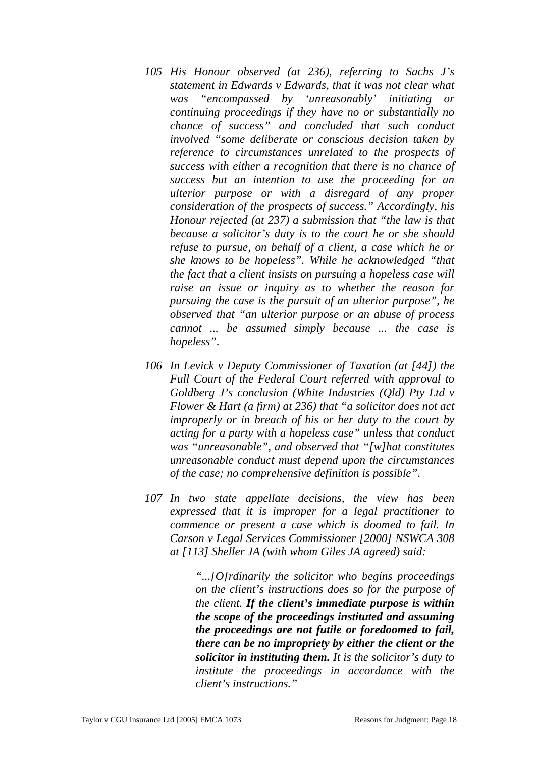*105 His Honour observed (at 236), referring to Sachs J's statement in Edwards v Edwards, that it was not clear what was "encompassed by 'unreasonably' initiating or continuing proceedings if they have no or substantially no chance of success" and concluded that such conduct involved "some deliberate or conscious decision taken by reference to circumstances unrelated to the prospects of success with either a recognition that there is no chance of success but an intention to use the proceeding for an ulterior purpose or with a disregard of any proper consideration of the prospects of success." Accordingly, his Honour rejected (at 237) a submission that "the law is that because a solicitor's duty is to the court he or she should refuse to pursue, on behalf of a client, a case which he or she knows to be hopeless". While he acknowledged "that the fact that a client insists on pursuing a hopeless case will raise an issue or inquiry as to whether the reason for pursuing the case is the pursuit of an ulterior purpose", he observed that "an ulterior purpose or an abuse of process cannot ... be assumed simply because ... the case is hopeless".*

*106 In Levick v Deputy Commissioner of Taxation (at [44]) the Full Court of the Federal Court referred with approval to Goldberg J's conclusion (White Industries (Qld) Pty Ltd v Flower & Hart (a firm) at 236) that "a solicitor does not act improperly or in breach of his or her duty to the court by acting for a party with a hopeless case" unless that conduct was "unreasonable", and observed that "[w]hat constitutes unreasonable conduct must depend upon the circumstances of the case; no comprehensive definition is possible".*

*107 In two state appellate decisions, the view has been expressed that it is improper for a legal practitioner to commence or present a case which is doomed to fail. In Carson v Legal Services Commissioner [2000] NSWCA 308 at [113] Sheller JA (with whom Giles JA agreed) said:*

> *"...[O]rdinarily the solicitor who begins proceedings on the client's instructions does so for the purpose of the client.* ***If the client's immediate purpose is within the scope of the proceedings instituted and assuming the proceedings are not futile or foredoomed to fail, there can be no impropriety by either the client or the solicitor in instituting them.*** *It is the solicitor's duty to institute the proceedings in accordance with the client's instructions."*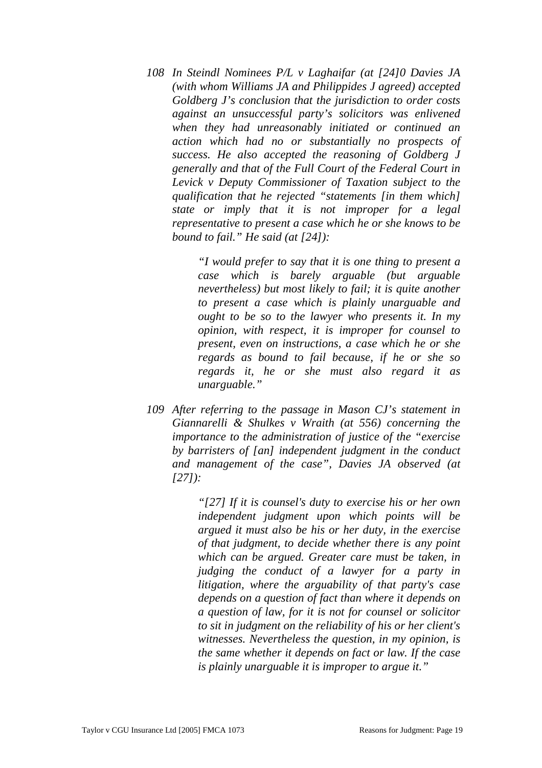*108 In Steindl Nominees P/L v Laghaifar (at [24]0 Davies JA (with whom Williams JA and Philippides J agreed) accepted Goldberg J's conclusion that the jurisdiction to order costs against an unsuccessful party's solicitors was enlivened when they had unreasonably initiated or continued an action which had no or substantially no prospects of success. He also accepted the reasoning of Goldberg J generally and that of the Full Court of the Federal Court in Levick v Deputy Commissioner of Taxation subject to the qualification that he rejected "statements [in them which] state or imply that it is not improper for a legal representative to present a case which he or she knows to be bound to fail." He said (at [24]):*

> *"I would prefer to say that it is one thing to present a case which is barely arguable (but arguable nevertheless) but most likely to fail; it is quite another to present a case which is plainly unarguable and ought to be so to the lawyer who presents it. In my opinion, with respect, it is improper for counsel to present, even on instructions, a case which he or she regards as bound to fail because, if he or she so regards it, he or she must also regard it as unarguable."*

*109 After referring to the passage in Mason CJ's statement in Giannarelli & Shulkes v Wraith (at 556) concerning the importance to the administration of justice of the "exercise by barristers of [an] independent judgment in the conduct and management of the case", Davies JA observed (at [27]):*

> *"[27] If it is counsel's duty to exercise his or her own independent judgment upon which points will be argued it must also be his or her duty, in the exercise of that judgment, to decide whether there is any point which can be argued. Greater care must be taken, in judging the conduct of a lawyer for a party in litigation, where the arguability of that party's case depends on a question of fact than where it depends on a question of law, for it is not for counsel or solicitor to sit in judgment on the reliability of his or her client's witnesses. Nevertheless the question, in my opinion, is the same whether it depends on fact or law. If the case is plainly unarguable it is improper to argue it."*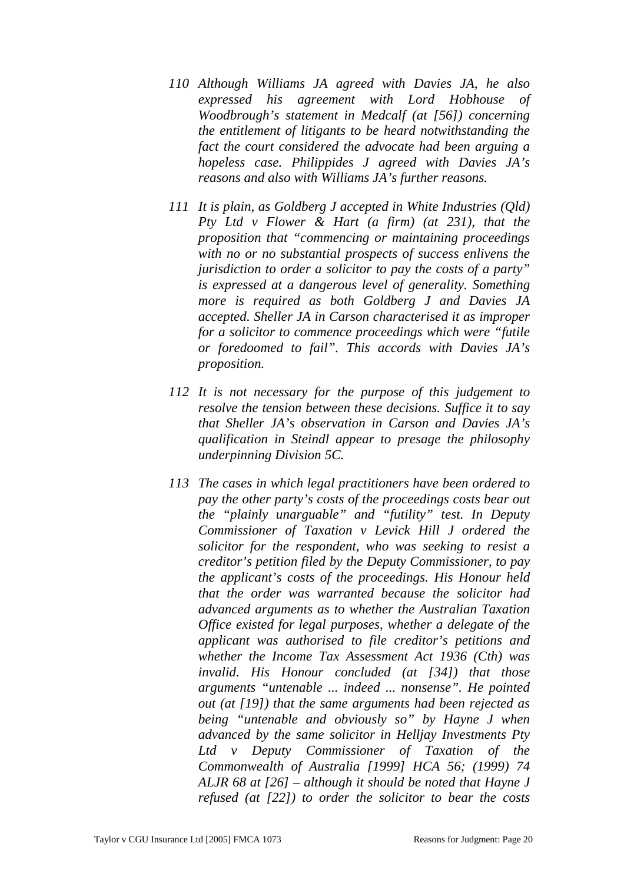*110 Although Williams JA agreed with Davies JA, he also expressed his agreement with Lord Hobhouse of Woodbrough's statement in Medcalf (at [56]) concerning the entitlement of litigants to be heard notwithstanding the fact the court considered the advocate had been arguing a hopeless case. Philippides J agreed with Davies JA's reasons and also with Williams JA's further reasons.*

*111 It is plain, as Goldberg J accepted in White Industries (Qld) Pty Ltd v Flower & Hart (a firm) (at 231), that the proposition that "commencing or maintaining proceedings with no or no substantial prospects of success enlivens the jurisdiction to order a solicitor to pay the costs of a party" is expressed at a dangerous level of generality. Something more is required as both Goldberg J and Davies JA accepted. Sheller JA in Carson characterised it as improper for a solicitor to commence proceedings which were "futile or foredoomed to fail". This accords with Davies JA's proposition.*

*112 It is not necessary for the purpose of this judgement to resolve the tension between these decisions. Suffice it to say that Sheller JA's observation in Carson and Davies JA's qualification in Steindl appear to presage the philosophy underpinning Division 5C.*

*113 The cases in which legal practitioners have been ordered to pay the other party's costs of the proceedings costs bear out the "plainly unarguable" and "futility" test. In Deputy Commissioner of Taxation v Levick Hill J ordered the solicitor for the respondent, who was seeking to resist a creditor's petition filed by the Deputy Commissioner, to pay the applicant's costs of the proceedings. His Honour held that the order was warranted because the solicitor had advanced arguments as to whether the Australian Taxation Office existed for legal purposes, whether a delegate of the applicant was authorised to file creditor's petitions and whether the Income Tax Assessment Act 1936 (Cth) was invalid. His Honour concluded (at [34]) that those arguments "untenable ... indeed ... nonsense". He pointed out (at [19]) that the same arguments had been rejected as being "untenable and obviously so" by Hayne J when advanced by the same solicitor in Helljay Investments Pty Ltd v Deputy Commissioner of Taxation of the Commonwealth of Australia [1999] HCA 56; (1999) 74 ALJR 68 at [26] – although it should be noted that Hayne J refused (at [22]) to order the solicitor to bear the costs*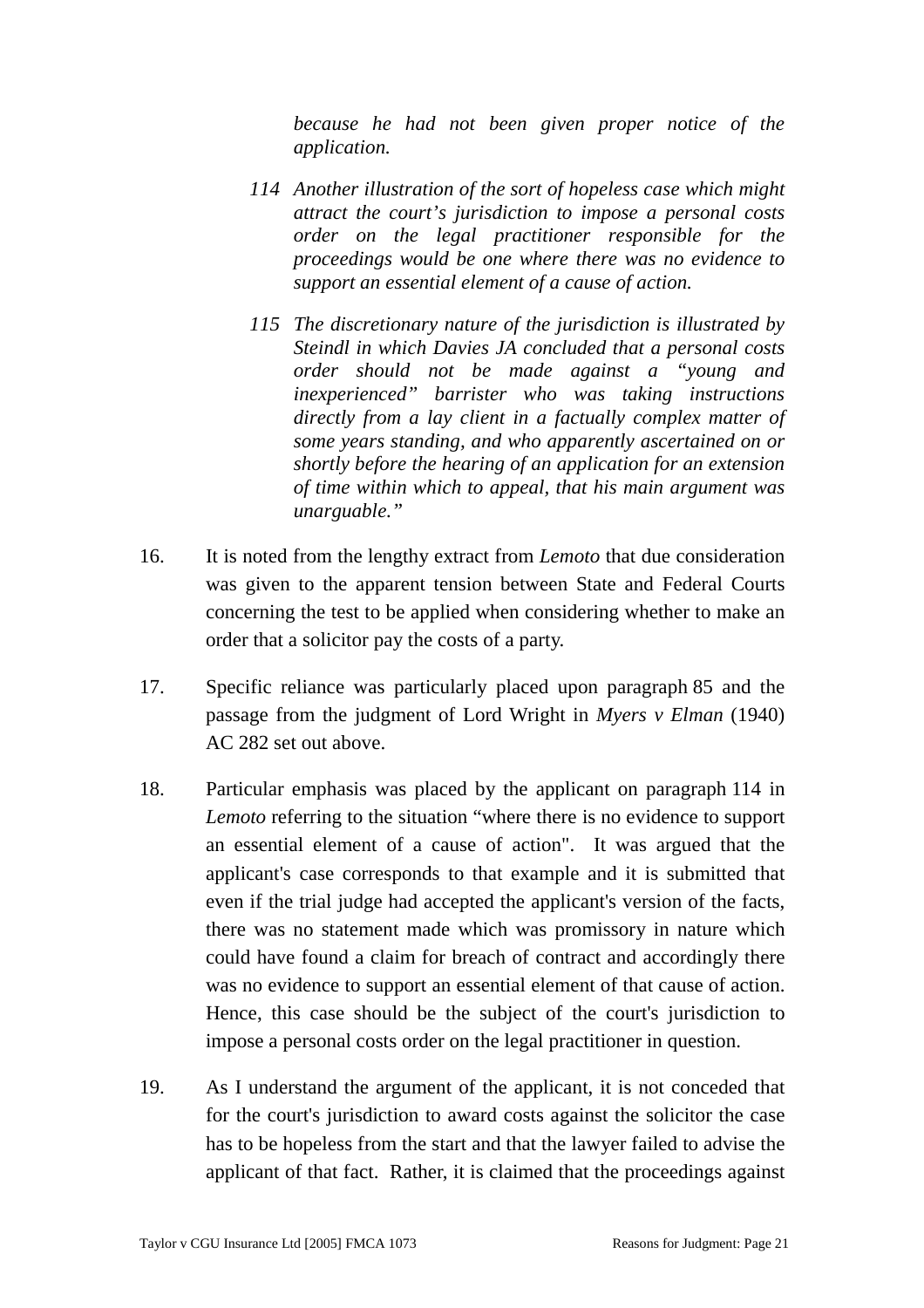*because he had not been given proper notice of the application.*

> *114 Another illustration of the sort of hopeless case which might attract the court's jurisdiction to impose a personal costs order on the legal practitioner responsible for the proceedings would be one where there was no evidence to support an essential element of a cause of action.*
>
> *115 The discretionary nature of the jurisdiction is illustrated by Steindl in which Davies JA concluded that a personal costs order should not be made against a "young and inexperienced" barrister who was taking instructions directly from a lay client in a factually complex matter of some years standing, and who apparently ascertained on or shortly before the hearing of an application for an extension of time within which to appeal, that his main argument was unarguable."*

16. It is noted from the lengthy extract from *Lemoto* that due consideration was given to the apparent tension between State and Federal Courts concerning the test to be applied when considering whether to make an order that a solicitor pay the costs of a party.

17. Specific reliance was particularly placed upon paragraph 85 and the passage from the judgment of Lord Wright in *Myers v Elman* (1940) AC 282 set out above.

18. Particular emphasis was placed by the applicant on paragraph 114 in *Lemoto* referring to the situation "where there is no evidence to support an essential element of a cause of action". It was argued that the applicant's case corresponds to that example and it is submitted that even if the trial judge had accepted the applicant's version of the facts, there was no statement made which was promissory in nature which could have found a claim for breach of contract and accordingly there was no evidence to support an essential element of that cause of action. Hence, this case should be the subject of the court's jurisdiction to impose a personal costs order on the legal practitioner in question.

19. As I understand the argument of the applicant, it is not conceded that for the court's jurisdiction to award costs against the solicitor the case has to be hopeless from the start and that the lawyer failed to advise the applicant of that fact. Rather, it is claimed that the proceedings against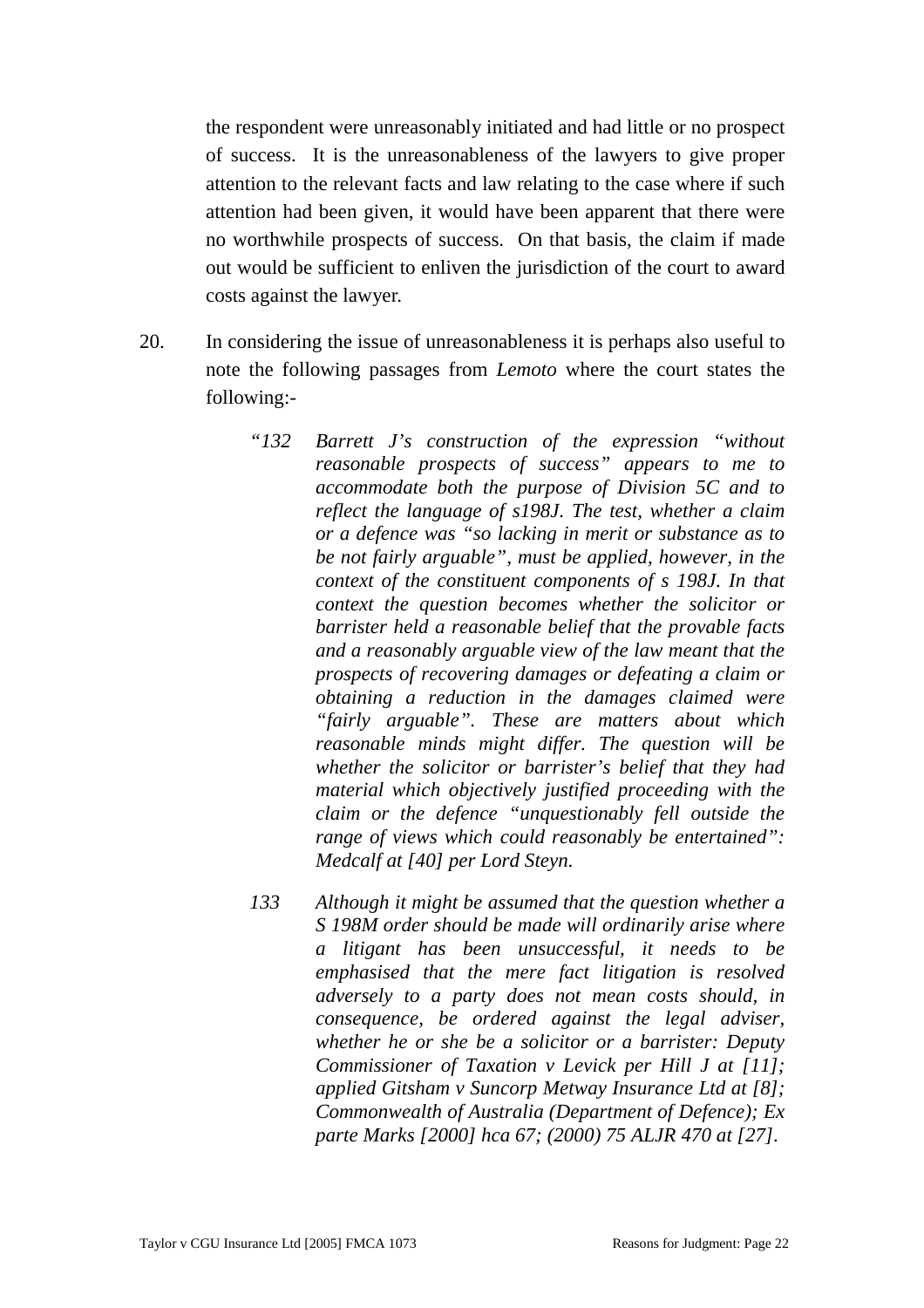the respondent were unreasonably initiated and had little or no prospect of success. It is the unreasonableness of the lawyers to give proper attention to the relevant facts and law relating to the case where if such attention had been given, it would have been apparent that there were no worthwhile prospects of success. On that basis, the claim if made out would be sufficient to enliven the jurisdiction of the court to award costs against the lawyer.

20. In considering the issue of unreasonableness it is perhaps also useful to note the following passages from *Lemoto* where the court states the following:-

> *"132 Barrett J's construction of the expression "without reasonable prospects of success" appears to me to accommodate both the purpose of Division 5C and to reflect the language of s198J. The test, whether a claim or a defence was "so lacking in merit or substance as to be not fairly arguable", must be applied, however, in the context of the constituent components of s 198J. In that context the question becomes whether the solicitor or barrister held a reasonable belief that the provable facts and a reasonably arguable view of the law meant that the prospects of recovering damages or defeating a claim or obtaining a reduction in the damages claimed were "fairly arguable". These are matters about which reasonable minds might differ. The question will be whether the solicitor or barrister's belief that they had material which objectively justified proceeding with the claim or the defence "unquestionably fell outside the range of views which could reasonably be entertained": Medcalf at [40] per Lord Steyn.*
>
> *133 Although it might be assumed that the question whether a S 198M order should be made will ordinarily arise where a litigant has been unsuccessful, it needs to be emphasised that the mere fact litigation is resolved adversely to a party does not mean costs should, in consequence, be ordered against the legal adviser, whether he or she be a solicitor or a barrister: Deputy Commissioner of Taxation v Levick per Hill J at [11]; applied Gitsham v Suncorp Metway Insurance Ltd at [8]; Commonwealth of Australia (Department of Defence); Ex parte Marks [2000] hca 67; (2000) 75 ALJR 470 at [27].*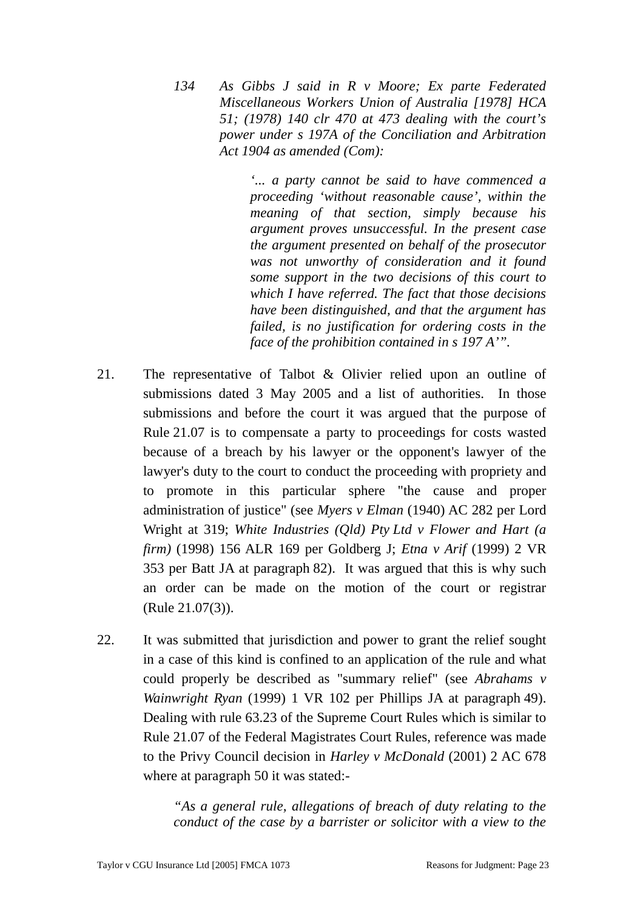> *134 As Gibbs J said in R v Moore; Ex parte Federated Miscellaneous Workers Union of Australia [1978] HCA 51; (1978) 140 clr 470 at 473 dealing with the court's power under s 197A of the Conciliation and Arbitration Act 1904 as amended (Com):*
>
> > *'... a party cannot be said to have commenced a proceeding 'without reasonable cause', within the meaning of that section, simply because his argument proves unsuccessful. In the present case the argument presented on behalf of the prosecutor was not unworthy of consideration and it found some support in the two decisions of this court to which I have referred. The fact that those decisions have been distinguished, and that the argument has failed, is no justification for ordering costs in the face of the prohibition contained in s 197 A'".*

21. The representative of Talbot & Olivier relied upon an outline of submissions dated 3 May 2005 and a list of authorities. In those submissions and before the court it was argued that the purpose of Rule 21.07 is to compensate a party to proceedings for costs wasted because of a breach by his lawyer or the opponent's lawyer of the lawyer's duty to the court to conduct the proceeding with propriety and to promote in this particular sphere "the cause and proper administration of justice" (see *Myers v Elman* (1940) AC 282 per Lord Wright at 319; *White Industries (Qld) Pty Ltd v Flower and Hart (a firm)* (1998) 156 ALR 169 per Goldberg J; *Etna v Arif* (1999) 2 VR 353 per Batt JA at paragraph 82). It was argued that this is why such an order can be made on the motion of the court or registrar (Rule 21.07(3)).

22. It was submitted that jurisdiction and power to grant the relief sought in a case of this kind is confined to an application of the rule and what could properly be described as "summary relief" (see *Abrahams v Wainwright Ryan* (1999) 1 VR 102 per Phillips JA at paragraph 49). Dealing with rule 63.23 of the Supreme Court Rules which is similar to Rule 21.07 of the Federal Magistrates Court Rules, reference was made to the Privy Council decision in *Harley v McDonald* (2001) 2 AC 678 where at paragraph 50 it was stated:-

> *"As a general rule, allegations of breach of duty relating to the conduct of the case by a barrister or solicitor with a view to the*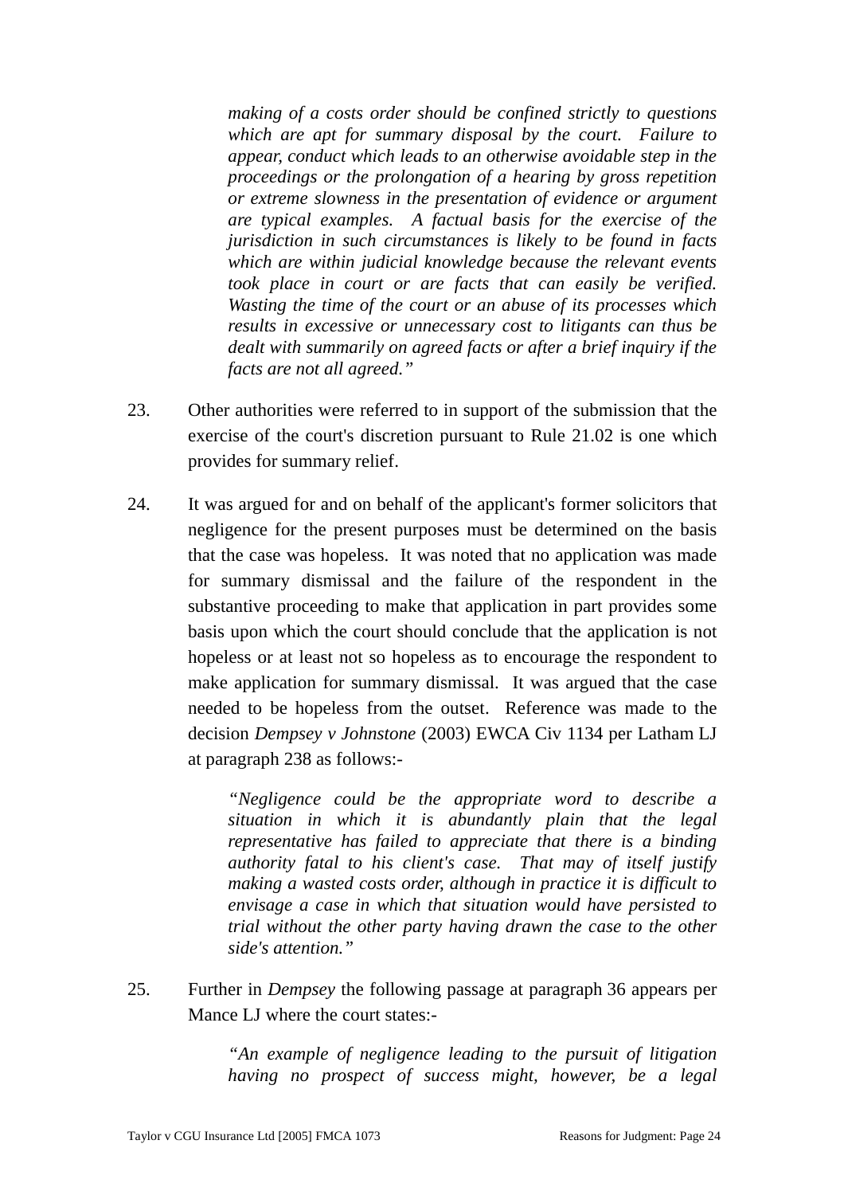> *making of a costs order should be confined strictly to questions which are apt for summary disposal by the court. Failure to appear, conduct which leads to an otherwise avoidable step in the proceedings or the prolongation of a hearing by gross repetition or extreme slowness in the presentation of evidence or argument are typical examples. A factual basis for the exercise of the jurisdiction in such circumstances is likely to be found in facts which are within judicial knowledge because the relevant events took place in court or are facts that can easily be verified. Wasting the time of the court or an abuse of its processes which results in excessive or unnecessary cost to litigants can thus be dealt with summarily on agreed facts or after a brief inquiry if the facts are not all agreed."*

23. Other authorities were referred to in support of the submission that the exercise of the court's discretion pursuant to Rule 21.02 is one which provides for summary relief.

24. It was argued for and on behalf of the applicant's former solicitors that negligence for the present purposes must be determined on the basis that the case was hopeless. It was noted that no application was made for summary dismissal and the failure of the respondent in the substantive proceeding to make that application in part provides some basis upon which the court should conclude that the application is not hopeless or at least not so hopeless as to encourage the respondent to make application for summary dismissal. It was argued that the case needed to be hopeless from the outset. Reference was made to the decision *Dempsey v Johnstone* (2003) EWCA Civ 1134 per Latham LJ at paragraph 238 as follows:-

> *"Negligence could be the appropriate word to describe a situation in which it is abundantly plain that the legal representative has failed to appreciate that there is a binding authority fatal to his client's case. That may of itself justify making a wasted costs order, although in practice it is difficult to envisage a case in which that situation would have persisted to trial without the other party having drawn the case to the other side's attention."*

25. Further in *Dempsey* the following passage at paragraph 36 appears per Mance LJ where the court states:-

> *"An example of negligence leading to the pursuit of litigation having no prospect of success might, however, be a legal*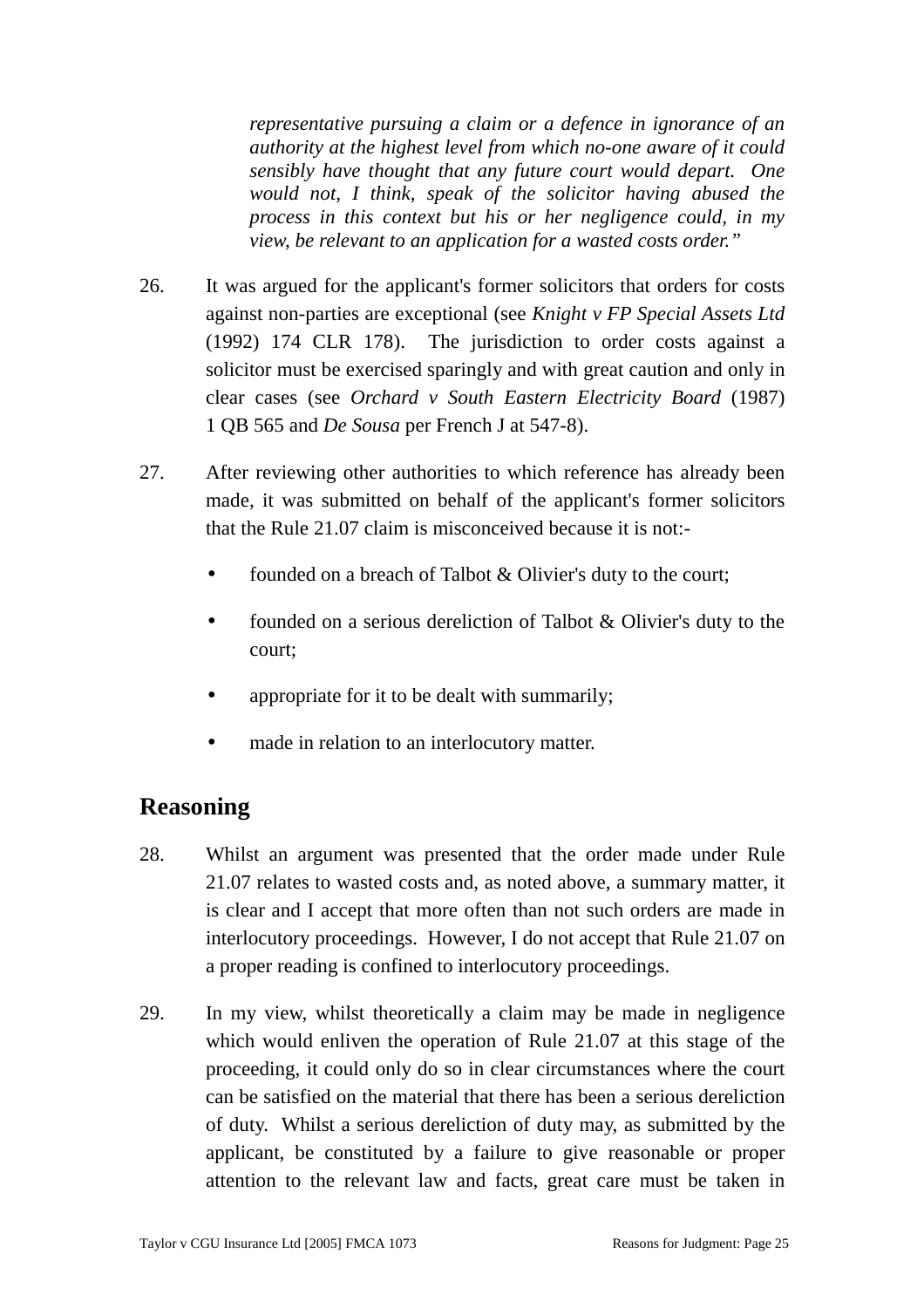> *representative pursuing a claim or a defence in ignorance of an authority at the highest level from which no-one aware of it could sensibly have thought that any future court would depart. One would not, I think, speak of the solicitor having abused the process in this context but his or her negligence could, in my view, be relevant to an application for a wasted costs order."*

26. It was argued for the applicant's former solicitors that orders for costs against non-parties are exceptional (see *Knight v FP Special Assets Ltd* (1992) 174 CLR 178). The jurisdiction to order costs against a solicitor must be exercised sparingly and with great caution and only in clear cases (see *Orchard v South Eastern Electricity Board* (1987) 1 QB 565 and *De Sousa* per French J at 547-8).

27. After reviewing other authorities to which reference has already been made, it was submitted on behalf of the applicant's former solicitors that the Rule 21.07 claim is misconceived because it is not:-

   - founded on a breach of Talbot & Olivier's duty to the court;
   - founded on a serious dereliction of Talbot & Olivier's duty to the court;
   - appropriate for it to be dealt with summarily;
   - made in relation to an interlocutory matter.

## Reasoning

28. Whilst an argument was presented that the order made under Rule 21.07 relates to wasted costs and, as noted above, a summary matter, it is clear and I accept that more often than not such orders are made in interlocutory proceedings. However, I do not accept that Rule 21.07 on a proper reading is confined to interlocutory proceedings.

29. In my view, whilst theoretically a claim may be made in negligence which would enliven the operation of Rule 21.07 at this stage of the proceeding, it could only do so in clear circumstances where the court can be satisfied on the material that there has been a serious dereliction of duty. Whilst a serious dereliction of duty may, as submitted by the applicant, be constituted by a failure to give reasonable or proper attention to the relevant law and facts, great care must be taken in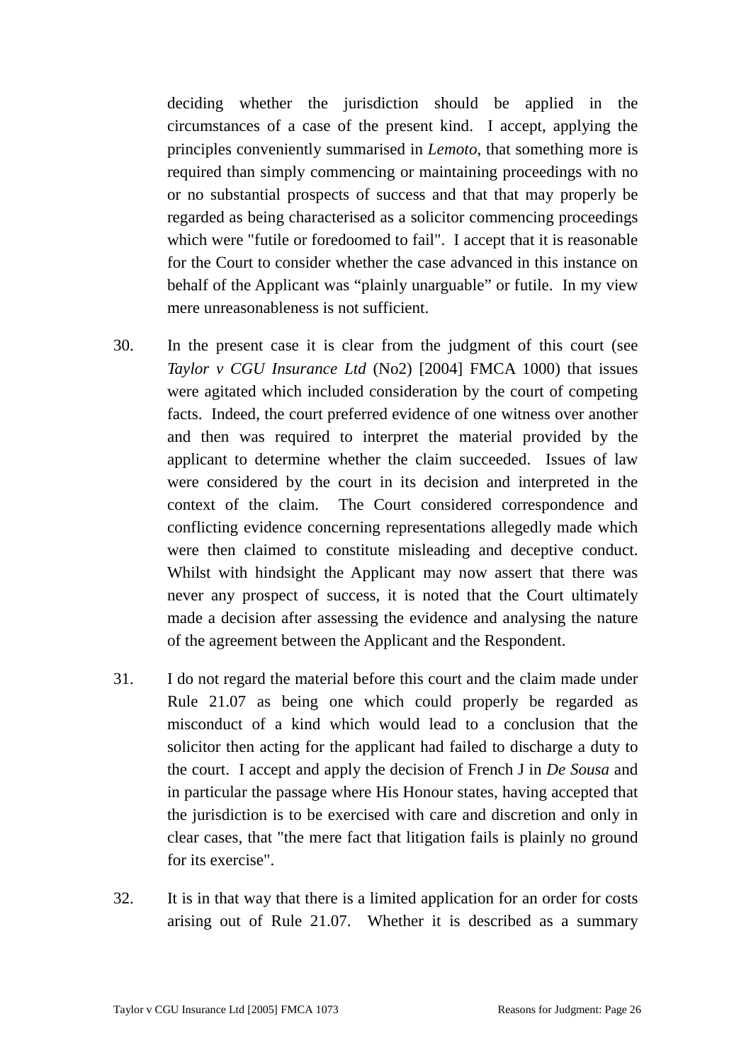deciding whether the jurisdiction should be applied in the circumstances of a case of the present kind. I accept, applying the principles conveniently summarised in *Lemoto*, that something more is required than simply commencing or maintaining proceedings with no or no substantial prospects of success and that that may properly be regarded as being characterised as a solicitor commencing proceedings which were "futile or foredoomed to fail". I accept that it is reasonable for the Court to consider whether the case advanced in this instance on behalf of the Applicant was "plainly unarguable" or futile. In my view mere unreasonableness is not sufficient.

30. In the present case it is clear from the judgment of this court (see *Taylor v CGU Insurance Ltd* (No2) [2004] FMCA 1000) that issues were agitated which included consideration by the court of competing facts. Indeed, the court preferred evidence of one witness over another and then was required to interpret the material provided by the applicant to determine whether the claim succeeded. Issues of law were considered by the court in its decision and interpreted in the context of the claim. The Court considered correspondence and conflicting evidence concerning representations allegedly made which were then claimed to constitute misleading and deceptive conduct. Whilst with hindsight the Applicant may now assert that there was never any prospect of success, it is noted that the Court ultimately made a decision after assessing the evidence and analysing the nature of the agreement between the Applicant and the Respondent.

31. I do not regard the material before this court and the claim made under Rule 21.07 as being one which could properly be regarded as misconduct of a kind which would lead to a conclusion that the solicitor then acting for the applicant had failed to discharge a duty to the court. I accept and apply the decision of French J in *De Sousa* and in particular the passage where His Honour states, having accepted that the jurisdiction is to be exercised with care and discretion and only in clear cases, that "the mere fact that litigation fails is plainly no ground for its exercise".

32. It is in that way that there is a limited application for an order for costs arising out of Rule 21.07. Whether it is described as a summary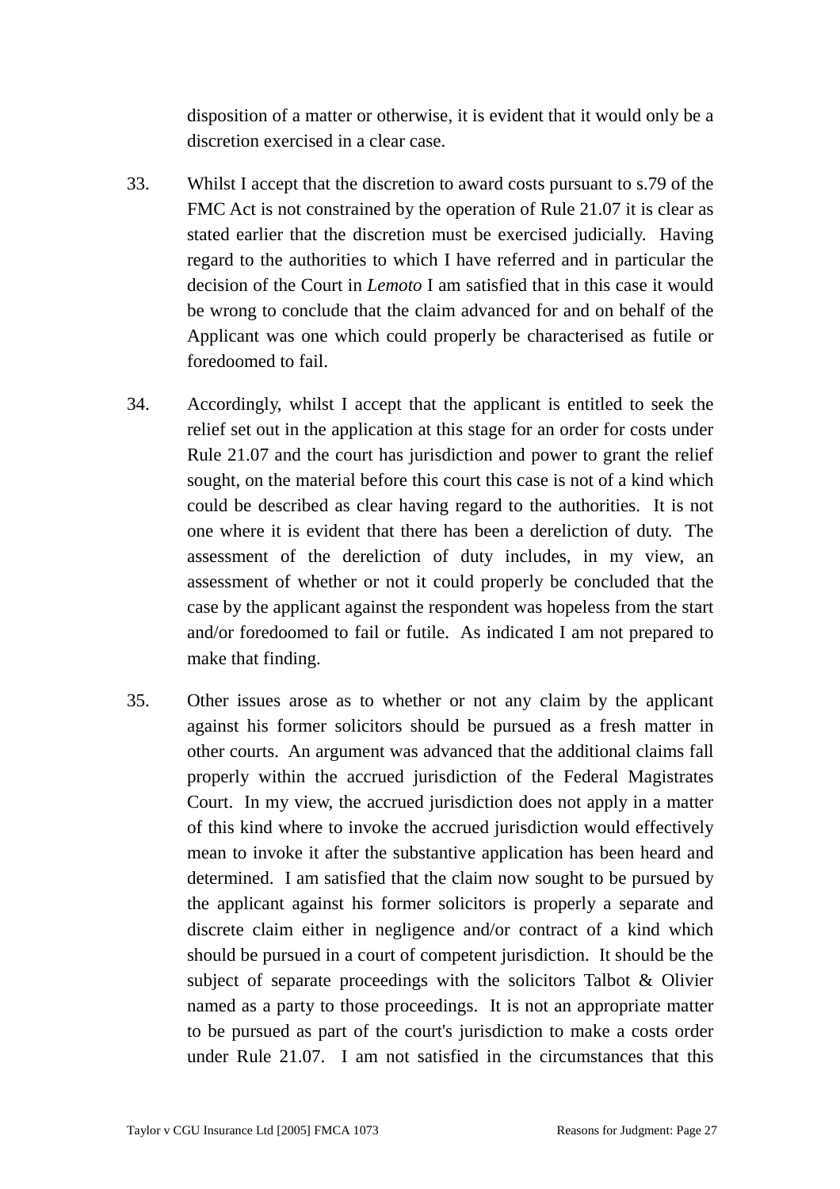disposition of a matter or otherwise, it is evident that it would only be a discretion exercised in a clear case.

33. Whilst I accept that the discretion to award costs pursuant to s.79 of the FMC Act is not constrained by the operation of Rule 21.07 it is clear as stated earlier that the discretion must be exercised judicially. Having regard to the authorities to which I have referred and in particular the decision of the Court in *Lemoto* I am satisfied that in this case it would be wrong to conclude that the claim advanced for and on behalf of the Applicant was one which could properly be characterised as futile or foredoomed to fail.

34. Accordingly, whilst I accept that the applicant is entitled to seek the relief set out in the application at this stage for an order for costs under Rule 21.07 and the court has jurisdiction and power to grant the relief sought, on the material before this court this case is not of a kind which could be described as clear having regard to the authorities. It is not one where it is evident that there has been a dereliction of duty. The assessment of the dereliction of duty includes, in my view, an assessment of whether or not it could properly be concluded that the case by the applicant against the respondent was hopeless from the start and/or foredoomed to fail or futile. As indicated I am not prepared to make that finding.

35. Other issues arose as to whether or not any claim by the applicant against his former solicitors should be pursued as a fresh matter in other courts. An argument was advanced that the additional claims fall properly within the accrued jurisdiction of the Federal Magistrates Court. In my view, the accrued jurisdiction does not apply in a matter of this kind where to invoke the accrued jurisdiction would effectively mean to invoke it after the substantive application has been heard and determined. I am satisfied that the claim now sought to be pursued by the applicant against his former solicitors is properly a separate and discrete claim either in negligence and/or contract of a kind which should be pursued in a court of competent jurisdiction. It should be the subject of separate proceedings with the solicitors Talbot & Olivier named as a party to those proceedings. It is not an appropriate matter to be pursued as part of the court's jurisdiction to make a costs order under Rule 21.07. I am not satisfied in the circumstances that this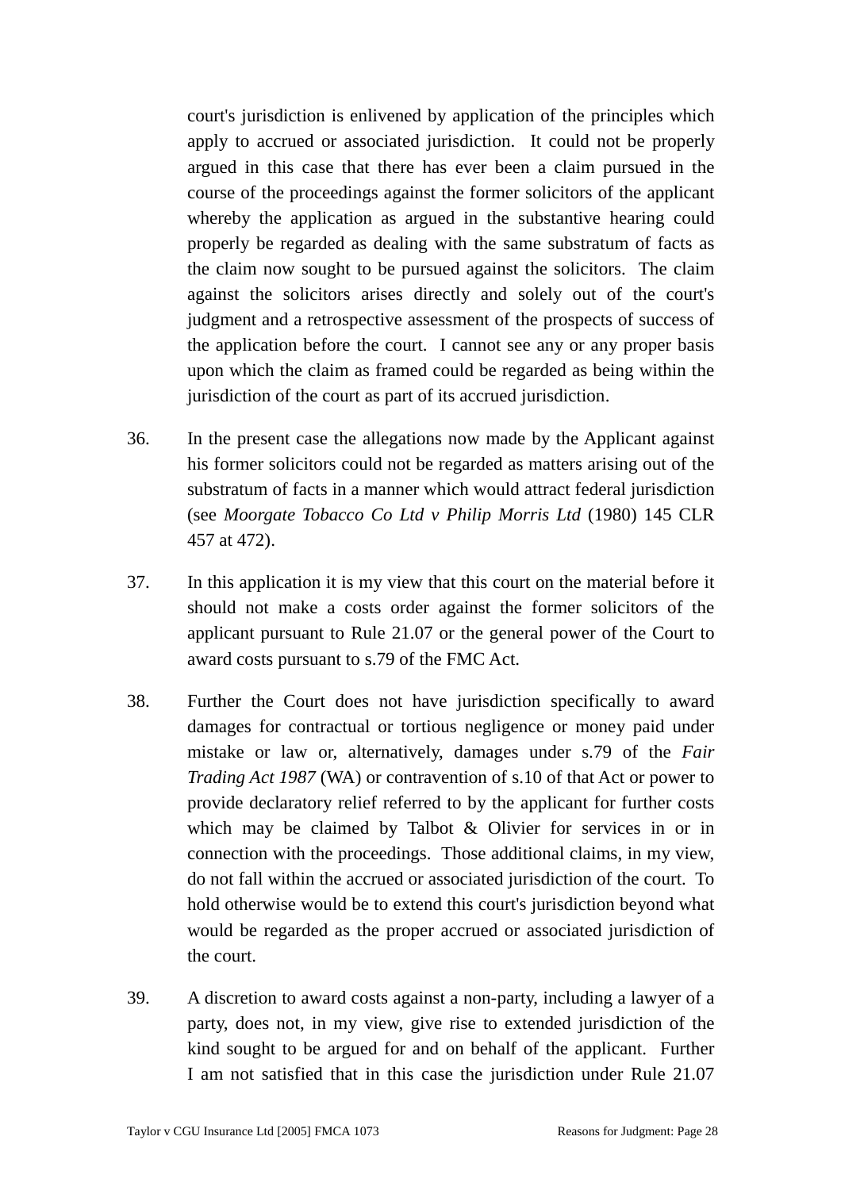court's jurisdiction is enlivened by application of the principles which apply to accrued or associated jurisdiction. It could not be properly argued in this case that there has ever been a claim pursued in the course of the proceedings against the former solicitors of the applicant whereby the application as argued in the substantive hearing could properly be regarded as dealing with the same substratum of facts as the claim now sought to be pursued against the solicitors. The claim against the solicitors arises directly and solely out of the court's judgment and a retrospective assessment of the prospects of success of the application before the court. I cannot see any or any proper basis upon which the claim as framed could be regarded as being within the jurisdiction of the court as part of its accrued jurisdiction.

36. In the present case the allegations now made by the Applicant against his former solicitors could not be regarded as matters arising out of the substratum of facts in a manner which would attract federal jurisdiction (see *Moorgate Tobacco Co Ltd v Philip Morris Ltd* (1980) 145 CLR 457 at 472).

37. In this application it is my view that this court on the material before it should not make a costs order against the former solicitors of the applicant pursuant to Rule 21.07 or the general power of the Court to award costs pursuant to s.79 of the FMC Act.

38. Further the Court does not have jurisdiction specifically to award damages for contractual or tortious negligence or money paid under mistake or law or, alternatively, damages under s.79 of the *Fair Trading Act 1987* (WA) or contravention of s.10 of that Act or power to provide declaratory relief referred to by the applicant for further costs which may be claimed by Talbot & Olivier for services in or in connection with the proceedings. Those additional claims, in my view, do not fall within the accrued or associated jurisdiction of the court. To hold otherwise would be to extend this court's jurisdiction beyond what would be regarded as the proper accrued or associated jurisdiction of the court.

39. A discretion to award costs against a non-party, including a lawyer of a party, does not, in my view, give rise to extended jurisdiction of the kind sought to be argued for and on behalf of the applicant. Further I am not satisfied that in this case the jurisdiction under Rule 21.07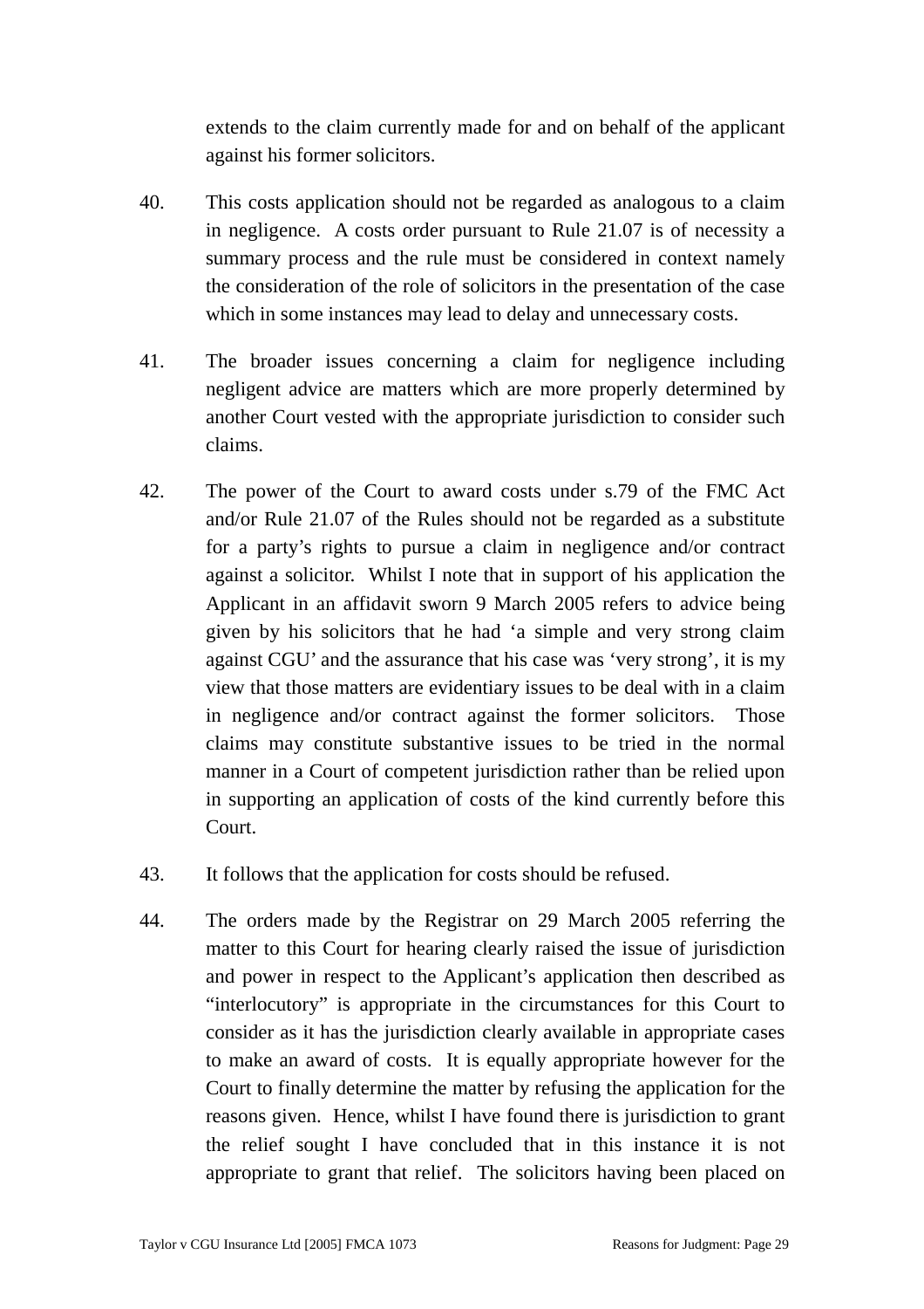extends to the claim currently made for and on behalf of the applicant against his former solicitors.

40. This costs application should not be regarded as analogous to a claim in negligence. A costs order pursuant to Rule 21.07 is of necessity a summary process and the rule must be considered in context namely the consideration of the role of solicitors in the presentation of the case which in some instances may lead to delay and unnecessary costs.

41. The broader issues concerning a claim for negligence including negligent advice are matters which are more properly determined by another Court vested with the appropriate jurisdiction to consider such claims.

42. The power of the Court to award costs under s.79 of the FMC Act and/or Rule 21.07 of the Rules should not be regarded as a substitute for a party's rights to pursue a claim in negligence and/or contract against a solicitor. Whilst I note that in support of his application the Applicant in an affidavit sworn 9 March 2005 refers to advice being given by his solicitors that he had 'a simple and very strong claim against CGU' and the assurance that his case was 'very strong', it is my view that those matters are evidentiary issues to be deal with in a claim in negligence and/or contract against the former solicitors. Those claims may constitute substantive issues to be tried in the normal manner in a Court of competent jurisdiction rather than be relied upon in supporting an application of costs of the kind currently before this Court.

43. It follows that the application for costs should be refused.

44. The orders made by the Registrar on 29 March 2005 referring the matter to this Court for hearing clearly raised the issue of jurisdiction and power in respect to the Applicant's application then described as "interlocutory" is appropriate in the circumstances for this Court to consider as it has the jurisdiction clearly available in appropriate cases to make an award of costs. It is equally appropriate however for the Court to finally determine the matter by refusing the application for the reasons given. Hence, whilst I have found there is jurisdiction to grant the relief sought I have concluded that in this instance it is not appropriate to grant that relief. The solicitors having been placed on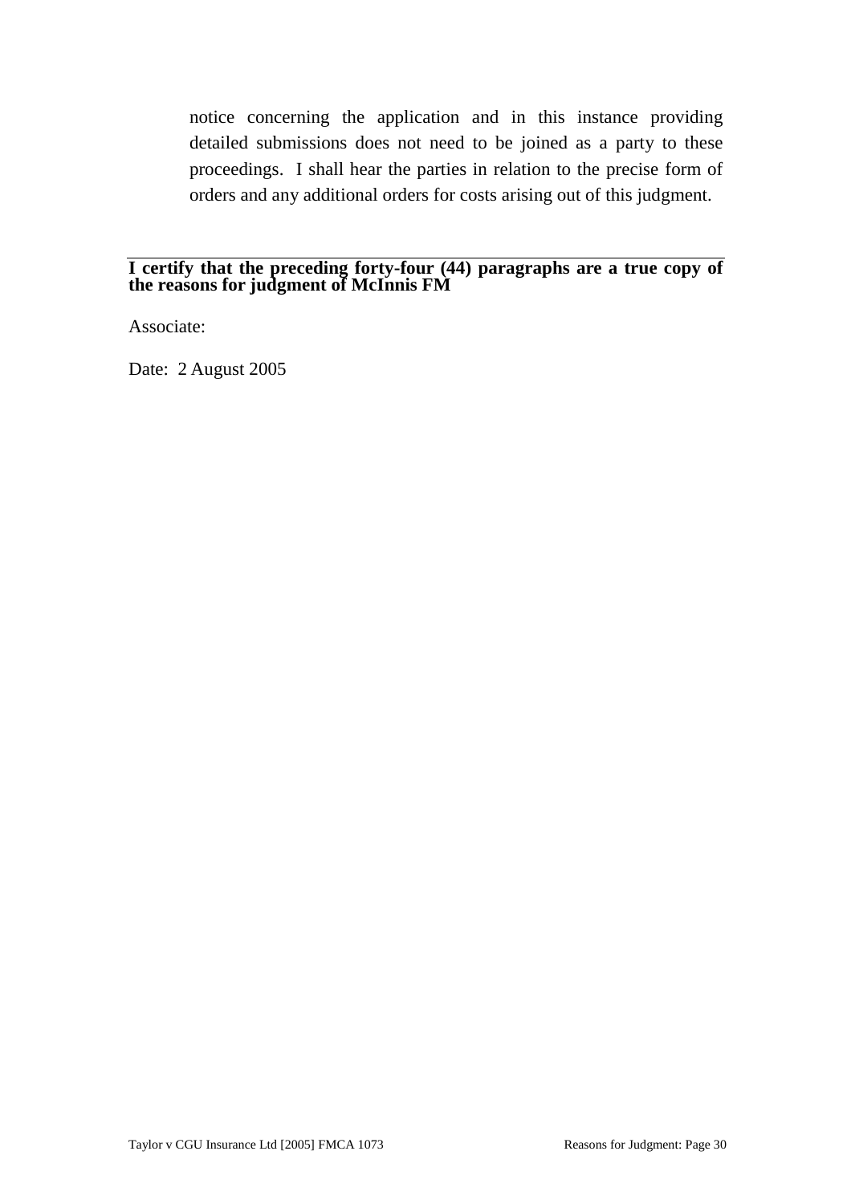notice concerning the application and in this instance providing detailed submissions does not need to be joined as a party to these proceedings. I shall hear the parties in relation to the precise form of orders and any additional orders for costs arising out of this judgment.

**I certify that the preceding forty-four (44) paragraphs are a true copy of the reasons for judgment of McInnis FM**

Associate:

Date: 2 August 2005